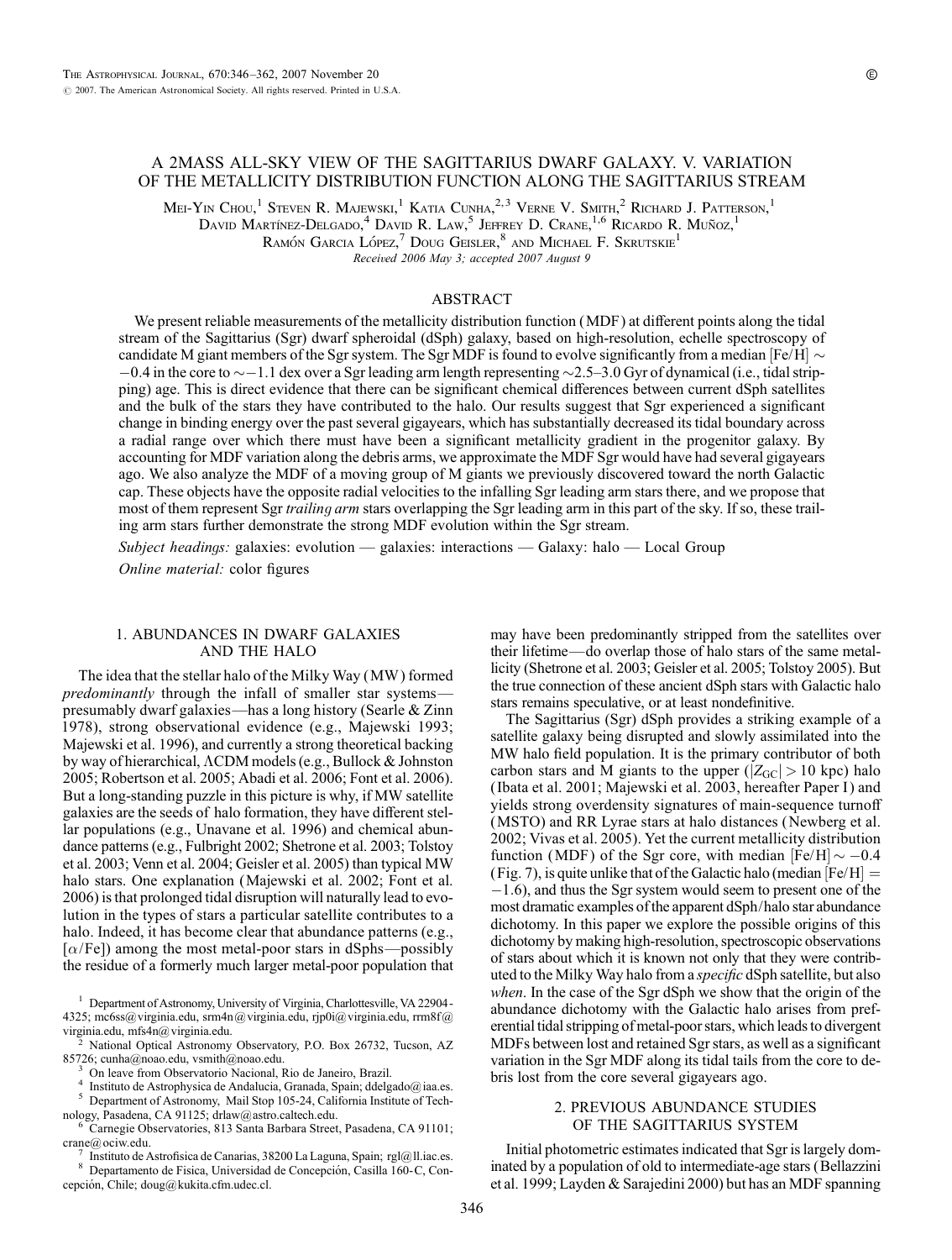# A 2MASS ALL-SKY VIEW OF THE SAGITTARIUS DWARF GALAXY. V. VARIATION OF THE METALLICITY DISTRIBUTION FUNCTION ALONG THE SAGITTARIUS STREAM

Mei-Yin Chou,[1] Steven R. Majewski,[1] Katia Cunha,[2,3] Verne V. Smith,[2] Richard J. Patterson,[1] David Martínez-Delgado,[4] David R. Law,[5] Jeffrey D. Crane,[1,6] Ricardo R. Muñoz,[1] Ramón Garcia López,[7] Doug Geisler,[8] and Michael F. Skrutskie[1]

*Received 2006 May 3; accepted 2007 August 9*

## ABSTRACT

We present reliable measurements of the metallicity distribution function (MDF) at different points along the tidal stream of the Sagittarius (Sgr) dwarf spheroidal (dSph) galaxy, based on high-resolution, echelle spectroscopy of candidate M giant members of the Sgr system. The Sgr MDF is found to evolve significantly from a median [Fe/H] $\sim -0.4$ in the core to $\sim -1.1$ dex over a Sgr leading arm length representing $\sim$2.5–3.0 Gyr of dynamical (i.e., tidal stripping) age. This is direct evidence that there can be significant chemical differences between current dSph satellites and the bulk of the stars they have contributed to the halo. Our results suggest that Sgr experienced a significant change in binding energy over the past several gigayears, which has substantially decreased its tidal boundary across a radial range over which there must have been a significant metallicity gradient in the progenitor galaxy. By accounting for MDF variation along the debris arms, we approximate the MDF Sgr would have had several gigayears ago. We also analyze the MDF of a moving group of M giants we previously discovered toward the north Galactic cap. These objects have the opposite radial velocities to the infalling Sgr leading arm stars there, and we propose that most of them represent Sgr *trailing arm* stars overlapping the Sgr leading arm in this part of the sky. If so, these trailing arm stars further demonstrate the strong MDF evolution within the Sgr stream.

*Subject headings:* galaxies: evolution — galaxies: interactions — Galaxy: halo — Local Group

*Online material:* color figures

## 1. ABUNDANCES IN DWARF GALAXIES AND THE HALO

The idea that the stellar halo of the Milky Way (MW) formed *predominantly* through the infall of smaller star systems—presumably dwarf galaxies—has a long history (Searle & Zinn 1978), strong observational evidence (e.g., Majewski 1993; Majewski et al. 1996), and currently a strong theoretical backing by way of hierarchical, ΛCDM models (e.g., Bullock & Johnston 2005; Robertson et al. 2005; Abadi et al. 2006; Font et al. 2006). But a long-standing puzzle in this picture is why, if MW satellite galaxies are the seeds of halo formation, they have different stellar populations (e.g., Unavane et al. 1996) and chemical abundance patterns (e.g., Fulbright 2002; Shetrone et al. 2003; Tolstoy et al. 2003; Venn et al. 2004; Geisler et al. 2005) than typical MW halo stars. One explanation (Majewski et al. 2002; Font et al. 2006) is that prolonged tidal disruption will naturally lead to evolution in the types of stars a particular satellite contributes to a halo. Indeed, it has become clear that abundance patterns (e.g., [$\alpha$/Fe]) among the most metal-poor stars in dSphs—possibly the residue of a formerly much larger metal-poor population that may have been predominantly stripped from the satellites over their lifetime—do overlap those of halo stars of the same metallicity (Shetrone et al. 2003; Geisler et al. 2005; Tolstoy 2005). But the true connection of these ancient dSph stars with Galactic halo stars remains speculative, or at least nondefinitive.

The Sagittarius (Sgr) dSph provides a striking example of a satellite galaxy being disrupted and slowly assimilated into the MW halo field population. It is the primary contributor of both carbon stars and M giants to the upper ($|Z_{GC}| > 10$ kpc) halo (Ibata et al. 2001; Majewski et al. 2003, hereafter Paper I) and yields strong overdensity signatures of main-sequence turnoff (MSTO) and RR Lyrae stars at halo distances (Newberg et al. 2002; Vivas et al. 2005). Yet the current metallicity distribution function (MDF) of the Sgr core, with median [Fe/H] $\sim -0.4$ (Fig. 7), is quite unlike that of the Galactic halo (median [Fe/H] $= -1.6$), and thus the Sgr system would seem to present one of the most dramatic examples of the apparent dSph/halo star abundance dichotomy. In this paper we explore the possible origins of this dichotomy by making high-resolution, spectroscopic observations of stars about which it is known not only that they were contributed to the Milky Way halo from a *specific* dSph satellite, but also *when*. In the case of the Sgr dSph we show that the origin of the abundance dichotomy with the Galactic halo arises from preferential tidal stripping of metal-poor stars, which leads to divergent MDFs between lost and retained Sgr stars, as well as a significant variation in the Sgr MDF along its tidal tails from the core to debris lost from the core several gigayears ago.

## 2. PREVIOUS ABUNDANCE STUDIES OF THE SAGITTARIUS SYSTEM

Initial photometric estimates indicated that Sgr is largely dominated by a population of old to intermediate-age stars (Bellazzini et al. 1999; Layden & Sarajedini 2000) but has an MDF spanning

[1] Department of Astronomy, University of Virginia, Charlottesville, VA 22904-4325; mc6ss@virginia.edu, srm4n@virginia.edu, rjp0i@virginia.edu, rrm8f@virginia.edu, mfs4n@virginia.edu.

[2] National Optical Astronomy Observatory, P.O. Box 26732, Tucson, AZ 85726; cunha@noao.edu, vsmith@noao.edu.

[3] On leave from Observatorio Nacional, Rio de Janeiro, Brazil.

[4] Instituto de Astrophysica de Andalucia, Granada, Spain; ddelgado@iaa.es.

[5] Department of Astronomy, Mail Stop 105-24, California Institute of Technology, Pasadena, CA 91125; drlaw@astro.caltech.edu.

[6] Carnegie Observatories, 813 Santa Barbara Street, Pasadena, CA 91101; crane@ociw.edu.

[7] Instituto de Astrofisica de Canarias, 38200 La Laguna, Spain; rgl@ll.iac.es.

[8] Departamento de Fisica, Universidad de Concepción, Casilla 160-C, Concepción, Chile; doug@kukita.cfm.udec.cl.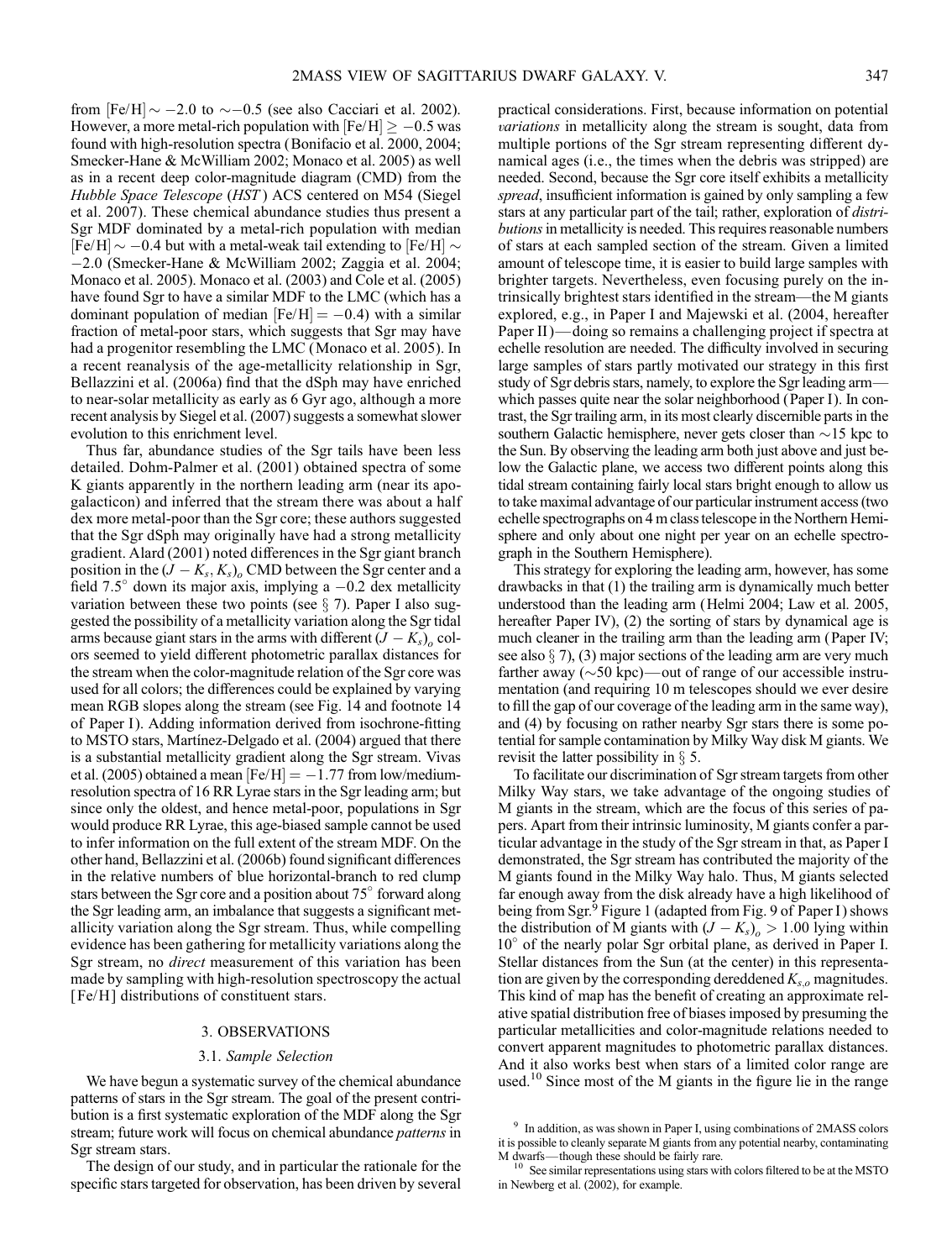from $[\mathrm{Fe/H}] \sim -2.0$ to $\sim -0.5$ (see also Cacciari et al. 2002). However, a more metal-rich population with $[\mathrm{Fe/H}] \geq -0.5$ was found with high-resolution spectra (Bonifacio et al. 2000, 2004; Smecker-Hane & McWilliam 2002; Monaco et al. 2005) as well as in a recent deep color-magnitude diagram (CMD) from the *Hubble Space Telescope* (*HST*) ACS centered on M54 (Siegel et al. 2007). These chemical abundance studies thus present a Sgr MDF dominated by a metal-rich population with median $[\mathrm{Fe/H}] \sim -0.4$ but with a metal-weak tail extending to $[\mathrm{Fe/H}] \sim -2.0$ (Smecker-Hane & McWilliam 2002; Zaggia et al. 2004; Monaco et al. 2005). Monaco et al. (2003) and Cole et al. (2005) have found Sgr to have a similar MDF to the LMC (which has a dominant population of median $[\mathrm{Fe/H}] = -0.4$) with a similar fraction of metal-poor stars, which suggests that Sgr may have had a progenitor resembling the LMC (Monaco et al. 2005). In a recent reanalysis of the age-metallicity relationship in Sgr, Bellazzini et al. (2006a) find that the dSph may have enriched to near-solar metallicity as early as 6 Gyr ago, although a more recent analysis by Siegel et al. (2007) suggests a somewhat slower evolution to this enrichment level.

Thus far, abundance studies of the Sgr tails have been less detailed. Dohm-Palmer et al. (2001) obtained spectra of some K giants apparently in the northern leading arm (near its apogalacticon) and inferred that the stream there was about a half dex more metal-poor than the Sgr core; these authors suggested that the Sgr dSph may originally have had a strong metallicity gradient. Alard (2001) noted differences in the Sgr giant branch position in the $(J-K_s, K_s)_o$ CMD between the Sgr center and a field 7.5° down its major axis, implying a $-0.2$ dex metallicity variation between these two points (see § 7). Paper I also suggested the possibility of a metallicity variation along the Sgr tidal arms because giant stars in the arms with different $(J-K_s)_o$ colors seemed to yield different photometric parallax distances for the stream when the color-magnitude relation of the Sgr core was used for all colors; the differences could be explained by varying mean RGB slopes along the stream (see Fig. 14 and footnote 14 of Paper I). Adding information derived from isochrone-fitting to MSTO stars, Martínez-Delgado et al. (2004) argued that there is a substantial metallicity gradient along the Sgr stream. Vivas et al. (2005) obtained a mean $[\mathrm{Fe/H}] = -1.77$ from low/medium-resolution spectra of 16 RR Lyrae stars in the Sgr leading arm; but since only the oldest, and hence metal-poor, populations in Sgr would produce RR Lyrae, this age-biased sample cannot be used to infer information on the full extent of the stream MDF. On the other hand, Bellazzini et al. (2006b) found significant differences in the relative numbers of blue horizontal-branch to red clump stars between the Sgr core and a position about 75° forward along the Sgr leading arm, an imbalance that suggests a significant metallicity variation along the Sgr stream. Thus, while compelling evidence has been gathering for metallicity variations along the Sgr stream, no *direct* measurement of this variation has been made by sampling with high-resolution spectroscopy the actual [Fe/H] distributions of constituent stars.

## 3. OBSERVATIONS

### 3.1. *Sample Selection*

We have begun a systematic survey of the chemical abundance patterns of stars in the Sgr stream. The goal of the present contribution is a first systematic exploration of the MDF along the Sgr stream; future work will focus on chemical abundance *patterns* in Sgr stream stars.

The design of our study, and in particular the rationale for the specific stars targeted for observation, has been driven by several practical considerations. First, because information on potential *variations* in metallicity along the stream is sought, data from multiple portions of the Sgr stream representing different dynamical ages (i.e., the times when the debris was stripped) are needed. Second, because the Sgr core itself exhibits a metallicity *spread*, insufficient information is gained by only sampling a few stars at any particular part of the tail; rather, exploration of *distributions* in metallicity is needed. This requires reasonable numbers of stars at each sampled section of the stream. Given a limited amount of telescope time, it is easier to build large samples with brighter targets. Nevertheless, even focusing purely on the intrinsically brightest stars identified in the stream—the M giants explored, e.g., in Paper I and Majewski et al. (2004, hereafter Paper II)—doing so remains a challenging project if spectra at echelle resolution are needed. The difficulty involved in securing large samples of stars partly motivated our strategy in this first study of Sgr debris stars, namely, to explore the Sgr leading arm—which passes quite near the solar neighborhood (Paper I). In contrast, the Sgr trailing arm, in its most clearly discernible parts in the southern Galactic hemisphere, never gets closer than ~15 kpc to the Sun. By observing the leading arm both just above and just below the Galactic plane, we access two different points along this tidal stream containing fairly local stars bright enough to allow us to take maximal advantage of our particular instrument access (two echelle spectrographs on 4 m class telescope in the Northern Hemisphere and only about one night per year on an echelle spectrograph in the Southern Hemisphere).

This strategy for exploring the leading arm, however, has some drawbacks in that (1) the trailing arm is dynamically much better understood than the leading arm (Helmi 2004; Law et al. 2005, hereafter Paper IV), (2) the sorting of stars by dynamical age is much cleaner in the trailing arm than the leading arm (Paper IV; see also § 7), (3) major sections of the leading arm are very much farther away (~50 kpc)—out of range of our accessible instrumentation (and requiring 10 m telescopes should we ever desire to fill the gap of our coverage of the leading arm in the same way), and (4) by focusing on rather nearby Sgr stars there is some potential for sample contamination by Milky Way disk M giants. We revisit the latter possibility in § 5.

To facilitate our discrimination of Sgr stream targets from other Milky Way stars, we take advantage of the ongoing studies of M giants in the stream, which are the focus of this series of papers. Apart from their intrinsic luminosity, M giants confer a particular advantage in the study of the Sgr stream in that, as Paper I demonstrated, the Sgr stream has contributed the majority of the M giants found in the Milky Way halo. Thus, M giants selected far enough away from the disk already have a high likelihood of being from Sgr.[9] Figure 1 (adapted from Fig. 9 of Paper I) shows the distribution of M giants with $(J-K_s)_o > 1.00$ lying within 10° of the nearly polar Sgr orbital plane, as derived in Paper I. Stellar distances from the Sun (at the center) in this representation are given by the corresponding dereddened $K_{s,o}$ magnitudes. This kind of map has the benefit of creating an approximate relative spatial distribution free of biases imposed by presuming the particular metallicities and color-magnitude relations needed to convert apparent magnitudes to photometric parallax distances. And it also works best when stars of a limited color range are used.[10] Since most of the M giants in the figure lie in the range

[9] In addition, as was shown in Paper I, using combinations of 2MASS colors it is possible to cleanly separate M giants from any potential nearby, contaminating M dwarfs—though these should be fairly rare.

[10] See similar representations using stars with colors filtered to be at the MSTO in Newberg et al. (2002), for example.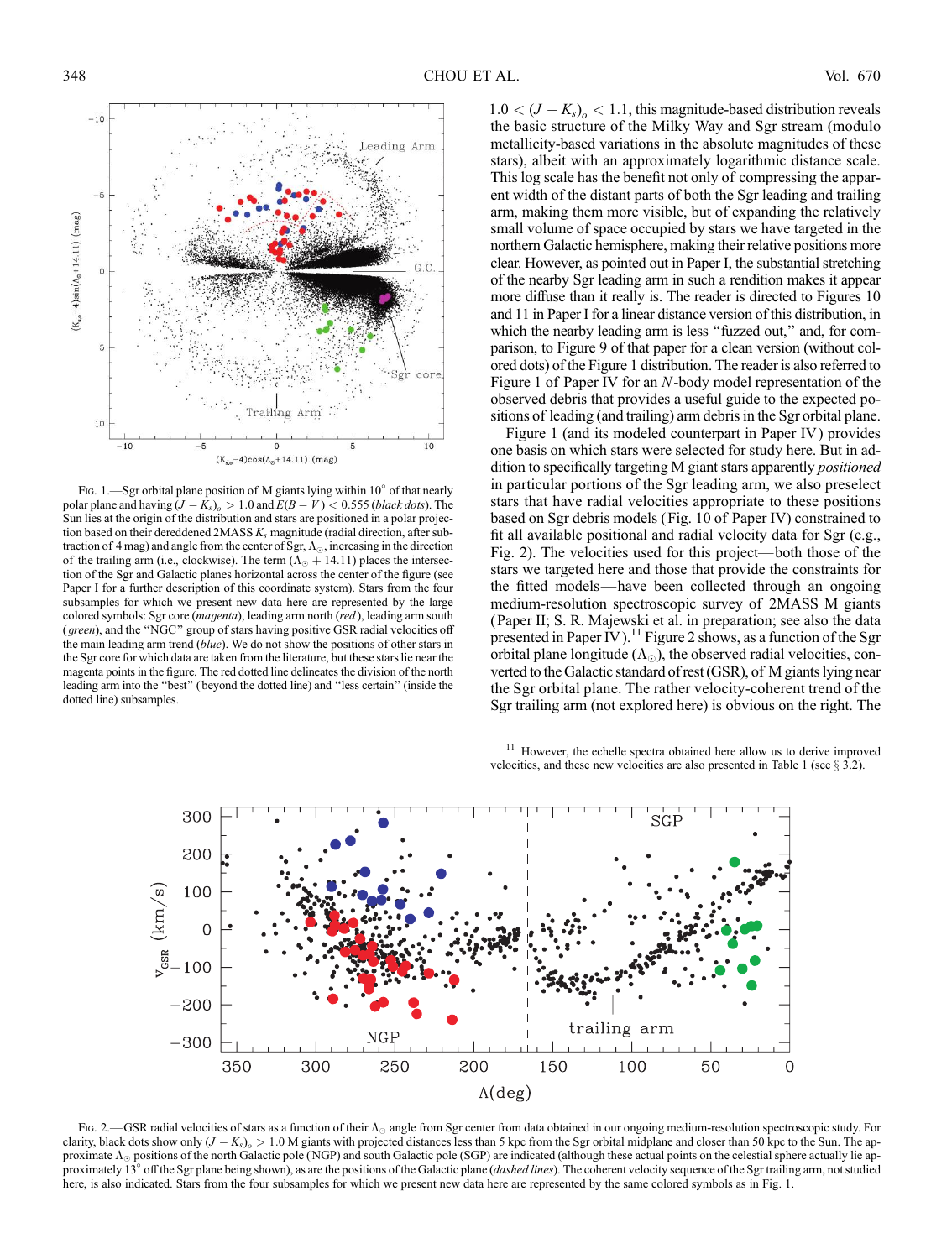FIG. 1.—Sgr orbital plane position of M giants lying within 10° of that nearly polar plane and having $(J - K_s)_o > 1.0$ and $E(B - V) < 0.555$ (*black dots*). The Sun lies at the origin of the distribution and stars are positioned in a polar projection based on their dereddened 2MASS $K_s$ magnitude (radial direction, after subtraction of 4 mag) and angle from the center of Sgr, $\Lambda_\odot$, increasing in the direction of the trailing arm (i.e., clockwise). The term $(\Lambda_\odot + 14.11)$ places the intersection of the Sgr and Galactic planes horizontal across the center of the figure (see Paper I for a further description of this coordinate system). Stars from the four subsamples for which we present new data here are represented by the large colored symbols: Sgr core (*magenta*), leading arm north (*red*), leading arm south (*green*), and the "NGC" group of stars having positive GSR radial velocities off the main leading arm trend (*blue*). We do not show the positions of other stars in the Sgr core for which data are taken from the literature, but these stars lie near the magenta points in the figure. The red dotted line delineates the division of the north leading arm into the "best" (beyond the dotted line) and "less certain" (inside the dotted line) subsamples.

$1.0 < (J - K_s)_o < 1.1$, this magnitude-based distribution reveals the basic structure of the Milky Way and Sgr stream (modulo metallicity-based variations in the absolute magnitudes of these stars), albeit with an approximately logarithmic distance scale. This log scale has the benefit not only of compressing the apparent width of the distant parts of both the Sgr leading and trailing arm, making them more visible, but of expanding the relatively small volume of space occupied by stars we have targeted in the northern Galactic hemisphere, making their relative positions more clear. However, as pointed out in Paper I, the substantial stretching of the nearby Sgr leading arm in such a rendition makes it appear more diffuse than it really is. The reader is directed to Figures 10 and 11 in Paper I for a linear distance version of this distribution, in which the nearby leading arm is less "fuzzed out," and, for comparison, to Figure 9 of that paper for a clean version (without colored dots) of the Figure 1 distribution. The reader is also referred to Figure 1 of Paper IV for an *N*-body model representation of the observed debris that provides a useful guide to the expected positions of leading (and trailing) arm debris in the Sgr orbital plane.

Figure 1 (and its modeled counterpart in Paper IV) provides one basis on which stars were selected for study here. But in addition to specifically targeting M giant stars apparently *positioned* in particular portions of the Sgr leading arm, we also preselect stars that have radial velocities appropriate to these positions based on Sgr debris models (Fig. 10 of Paper IV) constrained to fit all available positional and radial velocity data for Sgr (e.g., Fig. 2). The velocities used for this project—both those of the stars we targeted here and those that provide the constraints for the fitted models—have been collected through an ongoing medium-resolution spectroscopic survey of 2MASS M giants (Paper II; S. R. Majewski et al. in preparation; see also the data presented in Paper IV).[11] Figure 2 shows, as a function of the Sgr orbital plane longitude ($\Lambda_\odot$), the observed radial velocities, converted to the Galactic standard of rest (GSR), of M giants lying near the Sgr orbital plane. The rather velocity-coherent trend of the Sgr trailing arm (not explored here) is obvious on the right. The

[11] However, the echelle spectra obtained here allow us to derive improved velocities, and these new velocities are also presented in Table 1 (see § 3.2).

FIG. 2.—GSR radial velocities of stars as a function of their $\Lambda_\odot$ angle from Sgr center from data obtained in our ongoing medium-resolution spectroscopic study. For clarity, black dots show only $(J - K_s)_o > 1.0$ M giants with projected distances less than 5 kpc from the Sgr orbital midplane and closer than 50 kpc to the Sun. The approximate $\Lambda_\odot$ positions of the north Galactic pole (NGP) and south Galactic pole (SGP) are indicated (although these actual points on the celestial sphere actually lie approximately 13° off the Sgr plane being shown), as are the positions of the Galactic plane (*dashed lines*). The coherent velocity sequence of the Sgr trailing arm, not studied here, is also indicated. Stars from the four subsamples for which we present new data here are represented by the same colored symbols as in Fig. 1.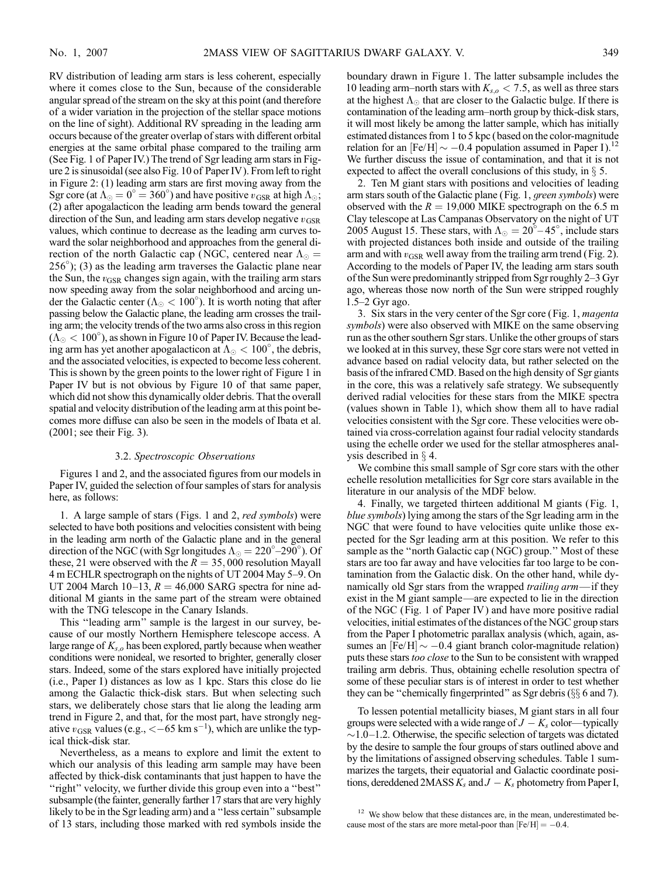RV distribution of leading arm stars is less coherent, especially where it comes close to the Sun, because of the considerable angular spread of the stream on the sky at this point (and therefore of a wider variation in the projection of the stellar space motions on the line of sight). Additional RV spreading in the leading arm occurs because of the greater overlap of stars with different orbital energies at the same orbital phase compared to the trailing arm (See Fig. 1 of Paper IV.) The trend of Sgr leading arm stars in Figure 2 is sinusoidal (see also Fig. 10 of Paper IV). From left to right in Figure 2: (1) leading arm stars are first moving away from the Sgr core (at $\Lambda_{\odot} = 0^{\circ} = 360^{\circ}$) and have positive $v_{\rm GSR}$ at high $\Lambda_{\odot}$; (2) after apogalacticon the leading arm bends toward the general direction of the Sun, and leading arm stars develop negative $v_{\rm GSR}$ values, which continue to decrease as the leading arm curves toward the solar neighborhood and approaches from the general direction of the north Galactic cap (NGC, centered near $\Lambda_{\odot} = 256^{\circ}$); (3) as the leading arm traverses the Galactic plane near the Sun, the $v_{\rm GSR}$ changes sign again, with the trailing arm stars now speeding away from the solar neighborhood and arcing under the Galactic center ($\Lambda_{\odot} < 100^{\circ}$). It is worth noting that after passing below the Galactic plane, the leading arm crosses the trailing arm; the velocity trends of the two arms also cross in this region ($\Lambda_{\odot} < 100^{\circ}$), as shown in Figure 10 of Paper IV. Because the leading arm has yet another apogalacticon at $\Lambda_{\odot} < 100^{\circ}$, the debris, and the associated velocities, is expected to become less coherent. This is shown by the green points to the lower right of Figure 1 in Paper IV but is not obvious by Figure 10 of that same paper, which did not show this dynamically older debris. That the overall spatial and velocity distribution of the leading arm at this point becomes more diffuse can also be seen in the models of Ibata et al. (2001; see their Fig. 3).

### 3.2. *Spectroscopic Observations*

Figures 1 and 2, and the associated figures from our models in Paper IV, guided the selection of four samples of stars for analysis here, as follows:

1. A large sample of stars (Figs. 1 and 2, *red symbols*) were selected to have both positions and velocities consistent with being in the leading arm north of the Galactic plane and in the general direction of the NGC (with Sgr longitudes $\Lambda_{\odot} = 220^{\circ}$–$290^{\circ}$). Of these, 21 were observed with the $R = 35{,}000$ resolution Mayall 4 m ECHLR spectrograph on the nights of UT 2004 May 5–9. On UT 2004 March 10–13, $R = 46{,}000$ SARG spectra for nine additional M giants in the same part of the stream were obtained with the TNG telescope in the Canary Islands.

This "leading arm" sample is the largest in our survey, because of our mostly Northern Hemisphere telescope access. A large range of $K_{s,o}$ has been explored, partly because when weather conditions were nonideal, we resorted to brighter, generally closer stars. Indeed, some of the stars explored have initially projected (i.e., Paper I) distances as low as 1 kpc. Stars this close do lie among the Galactic thick-disk stars. But when selecting such stars, we deliberately chose stars that lie along the leading arm trend in Figure 2, and that, for the most part, have strongly negative $v_{\rm GSR}$ values (e.g., $<-65$ km s$^{-1}$), which are unlike the typical thick-disk star.

Nevertheless, as a means to explore and limit the extent to which our analysis of this leading arm sample may have been affected by thick-disk contaminants that just happen to have the "right" velocity, we further divide this group even into a "best" subsample (the fainter, generally farther 17 stars that are very highly likely to be in the Sgr leading arm) and a "less certain" subsample of 13 stars, including those marked with red symbols inside the boundary drawn in Figure 1. The latter subsample includes the 10 leading arm–north stars with $K_{s,o} < 7.5$, as well as three stars at the highest $\Lambda_{\odot}$ that are closer to the Galactic bulge. If there is contamination of the leading arm–north group by thick-disk stars, it will most likely be among the latter sample, which has initially estimated distances from 1 to 5 kpc (based on the color-magnitude relation for an [Fe/H] $\sim -0.4$ population assumed in Paper I).[12] We further discuss the issue of contamination, and that it is not expected to affect the overall conclusions of this study, in § 5.

2. Ten M giant stars with positions and velocities of leading arm stars south of the Galactic plane (Fig. 1, *green symbols*) were observed with the $R = 19{,}000$ MIKE spectrograph on the 6.5 m Clay telescope at Las Campanas Observatory on the night of UT 2005 August 15. These stars, with $\Lambda_{\odot} = 20^{\circ}$–$45^{\circ}$, include stars with projected distances both inside and outside of the trailing arm and with $v_{\rm GSR}$ well away from the trailing arm trend (Fig. 2). According to the models of Paper IV, the leading arm stars south of the Sun were predominantly stripped from Sgr roughly 2–3 Gyr ago, whereas those now north of the Sun were stripped roughly 1.5–2 Gyr ago.

3. Six stars in the very center of the Sgr core (Fig. 1, *magenta symbols*) were also observed with MIKE on the same observing run as the other southern Sgr stars. Unlike the other groups of stars we looked at in this survey, these Sgr core stars were not vetted in advance based on radial velocity data, but rather selected on the basis of the infrared CMD. Based on the high density of Sgr giants in the core, this was a relatively safe strategy. We subsequently derived radial velocities for these stars from the MIKE spectra (values shown in Table 1), which show them all to have radial velocities consistent with the Sgr core. These velocities were obtained via cross-correlation against four radial velocity standards using the echelle order we used for the stellar atmospheres analysis described in § 4.

We combine this small sample of Sgr core stars with the other echelle resolution metallicities for Sgr core stars available in the literature in our analysis of the MDF below.

4. Finally, we targeted thirteen additional M giants (Fig. 1, *blue symbols*) lying among the stars of the Sgr leading arm in the NGC that were found to have velocities quite unlike those expected for the Sgr leading arm at this position. We refer to this sample as the "north Galactic cap (NGC) group." Most of these stars are too far away and have velocities far too large to be contamination from the Galactic disk. On the other hand, while dynamically old Sgr stars from the wrapped *trailing arm*—if they exist in the M giant sample—are expected to lie in the direction of the NGC (Fig. 1 of Paper IV) and have more positive radial velocities, initial estimates of the distances of the NGC group stars from the Paper I photometric parallax analysis (which, again, assumes an [Fe/H] $\sim -0.4$ giant branch color-magnitude relation) puts these stars *too close* to the Sun to be consistent with wrapped trailing arm debris. Thus, obtaining echelle resolution spectra of some of these peculiar stars is of interest in order to test whether they can be "chemically fingerprinted" as Sgr debris (§§ 6 and 7).

To lessen potential metallicity biases, M giant stars in all four groups were selected with a wide range of $J - K_s$ color—typically $\sim$1.0–1.2. Otherwise, the specific selection of targets was dictated by the desire to sample the four groups of stars outlined above and by the limitations of assigned observing schedules. Table 1 summarizes the targets, their equatorial and Galactic coordinate positions, dereddened 2MASS $K_s$ and $J - K_s$ photometry from Paper I,

[12] We show below that these distances are, in the mean, underestimated because most of the stars are more metal-poor than [Fe/H] $= -0.4$.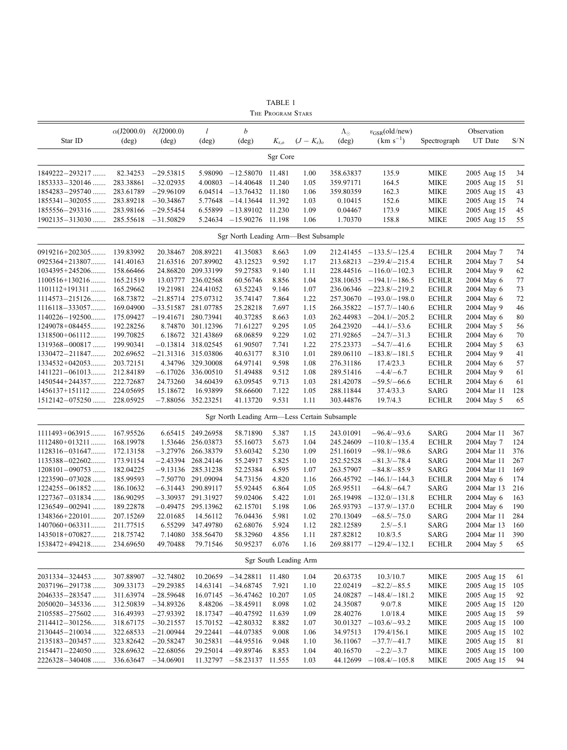TABLE 1

The Program Stars

| Star ID | $\alpha$(J2000.0) (deg) | $\delta$(J2000.0) (deg) | $l$ (deg) | $b$ (deg) | $K_{s,o}$ | $(J-K_s)_o$ | $\Lambda_\odot$ (deg) | $v_{GSR}$(old/new) (km s$^{-1}$) | Spectrograph | Observation UT Date | S/N |
|---|---|---|---|---|---|---|---|---|---|---|---|
| **Sgr Core** | | | | | | | | | | | |
| 1849222−293217 ....... | 82.34253 | −29.53815 | 5.98090 | −12.58070 | 11.481 | 1.00 | 358.63837 | 135.9 | MIKE | 2005 Aug 15 | 34 |
| 1853333−320146 ....... | 283.38861 | −32.02935 | 4.00803 | −14.40648 | 11.240 | 1.05 | 359.97171 | 164.5 | MIKE | 2005 Aug 15 | 51 |
| 1854283−295740 ....... | 283.61789 | −29.96109 | 6.04514 | −13.76432 | 11.180 | 1.06 | 359.80359 | 162.3 | MIKE | 2005 Aug 15 | 43 |
| 1855341−302055 ....... | 283.89218 | −30.34867 | 5.77648 | −14.13644 | 11.392 | 1.03 | 0.10415 | 152.6 | MIKE | 2005 Aug 15 | 74 |
| 1855556−293316 ....... | 283.98166 | −29.55454 | 6.55899 | −13.89102 | 11.230 | 1.09 | 0.04467 | 173.9 | MIKE | 2005 Aug 15 | 45 |
| 1902135−313030 ....... | 285.55618 | −31.50829 | 5.24634 | −15.90276 | 11.198 | 1.06 | 1.70370 | 158.8 | MIKE | 2005 Aug 15 | 55 |
| **Sgr North Leading Arm—Best Subsample** | | | | | | | | | | | |
| 0919216+202305........ | 139.83992 | 20.38467 | 208.89221 | 41.35083 | 8.663 | 1.09 | 212.41455 | −133.5/−125.4 | ECHLR | 2004 May 7 | 74 |
| 0925364+213807........ | 141.40163 | 21.63516 | 207.89902 | 43.12523 | 9.592 | 1.17 | 213.68213 | −239.4/−215.4 | ECHLR | 2004 May 7 | 54 |
| 1034395+245206........ | 158.66466 | 24.86820 | 209.33199 | 59.27583 | 9.140 | 1.11 | 228.44516 | −116.0/−102.3 | ECHLR | 2004 May 9 | 62 |
| 1100516+130216........ | 165.21519 | 13.03777 | 236.02568 | 60.56746 | 8.856 | 1.04 | 238.10635 | −194.1/−186.5 | ECHLR | 2004 May 6 | 77 |
| 1101112+191311 ........ | 165.29662 | 19.21981 | 224.41052 | 63.52243 | 9.146 | 1.07 | 236.06346 | −223.8/−219.2 | ECHLR | 2004 May 6 | 73 |
| 1114573−215126........ | 168.73872 | −21.85714 | 275.07312 | 35.74147 | 7.864 | 1.22 | 257.30670 | −193.0/−198.0 | ECHLR | 2004 May 6 | 72 |
| 1116118−333057........ | 169.04900 | −33.51587 | 281.07785 | 25.28218 | 7.697 | 1.15 | 266.35822 | −157.7/−140.6 | ECHLR | 2004 May 9 | 46 |
| 1140226−192500........ | 175.09427 | −19.41671 | 280.73941 | 40.37285 | 8.663 | 1.03 | 262.44983 | −204.1/−205.2 | ECHLR | 2004 May 6 | 80 |
| 1249078+084455........ | 192.28256 | 8.74870 | 301.12396 | 71.61227 | 9.295 | 1.05 | 264.23920 | −44.1/−53.6 | ECHLR | 2004 May 5 | 56 |
| 1318500+061112........ | 199.70825 | 6.18672 | 321.43869 | 68.06859 | 9.229 | 1.02 | 271.92865 | −24.7/−31.3 | ECHLR | 2004 May 6 | 70 |
| 1319368−000817 ....... | 199.90341 | −0.13814 | 318.02545 | 61.90507 | 7.741 | 1.22 | 275.23373 | −54.7/−41.6 | ECHLR | 2004 May 5 | 63 |
| 1330472−211847........ | 202.69652 | −21.31316 | 315.03806 | 40.63177 | 8.310 | 1.01 | 289.06110 | −183.8/−181.5 | ECHLR | 2004 May 9 | 41 |
| 1334532+042053........ | 203.72151 | 4.34796 | 329.30008 | 64.97141 | 9.598 | 1.08 | 276.31186 | 17.4/23.3 | ECHLR | 2004 May 6 | 57 |
| 1411221−061013........ | 212.84189 | −6.17026 | 336.00510 | 51.49488 | 9.512 | 1.08 | 289.51416 | −4.4/−6.7 | ECHLR | 2004 May 9 | 61 |
| 1450544+244357........ | 222.72687 | 24.73260 | 34.60439 | 63.09545 | 9.713 | 1.03 | 281.42078 | −59.5/−66.6 | ECHLR | 2004 May 6 | 61 |
| 1456137+151112 ........ | 224.05695 | 15.18672 | 16.93899 | 58.66600 | 7.122 | 1.05 | 288.11844 | 37.4/33.3 | SARG | 2004 Mar 11 | 128 |
| 1512142−075250 ....... | 228.05925 | −7.88056 | 352.23251 | 41.13720 | 9.531 | 1.11 | 303.44876 | 19.7/4.3 | ECHLR | 2004 May 5 | 65 |
| **Sgr North Leading Arm—Less Certain Subsample** | | | | | | | | | | | |
| 1111493+063915 ........ | 167.95526 | 6.65415 | 249.26958 | 58.71890 | 5.387 | 1.15 | 243.01091 | −96.4/−93.6 | SARG | 2004 Mar 11 | 367 |
| 1112480+013211 ........ | 168.19978 | 1.53646 | 256.03873 | 55.16073 | 5.673 | 1.04 | 245.24609 | −110.8/−135.4 | ECHLR | 2004 May 7 | 124 |
| 1128316−031647........ | 172.13158 | −3.27976 | 266.38379 | 53.60342 | 5.230 | 1.09 | 251.16019 | −98.1/−98.6 | SARG | 2004 Mar 11 | 376 |
| 1135388−022602........ | 173.91154 | −2.43394 | 268.24146 | 55.24917 | 5.825 | 1.10 | 252.52528 | −81.3/−78.4 | SARG | 2004 Mar 11 | 267 |
| 1208101−090753 ....... | 182.04225 | −9.13136 | 285.31238 | 52.25384 | 6.595 | 1.07 | 263.57907 | −84.8/−85.9 | SARG | 2004 Mar 11 | 169 |
| 1223590−073028 ....... | 185.99593 | −7.50770 | 291.09094 | 54.73156 | 4.820 | 1.16 | 266.45792 | −146.1/−144.3 | ECHLR | 2004 May 6 | 174 |
| 1224255−061852 ....... | 186.10632 | −6.31443 | 290.89117 | 55.92445 | 6.864 | 1.05 | 265.95511 | −64.8/−64.7 | SARG | 2004 Mar 13 | 216 |
| 1227367−031834 ....... | 186.90295 | −3.30937 | 291.31927 | 59.02406 | 5.422 | 1.01 | 265.19498 | −132.0/−131.8 | ECHLR | 2004 May 6 | 163 |
| 1236549−002941 ....... | 189.22878 | −0.49475 | 295.13962 | 62.15701 | 5.198 | 1.06 | 265.93713 | −137.9/−137.0 | ECHLR | 2004 May 6 | 190 |
| 1348366+220101........ | 207.15269 | 22.01685 | 14.56112 | 76.04436 | 5.981 | 1.02 | 270.13049 | −68.5/−75.0 | SARG | 2004 Mar 11 | 284 |
| 1407060+063311........ | 211.77515 | 6.55299 | 347.49780 | 62.68076 | 5.924 | 1.12 | 282.12589 | 2.5/−5.1 | SARG | 2004 Mar 13 | 160 |
| 1435018+070827........ | 218.75742 | 7.14080 | 358.56470 | 58.32960 | 4.856 | 1.11 | 287.82812 | 10.8/3.5 | SARG | 2004 Mar 11 | 390 |
| 1538472+494218........ | 234.69650 | 49.70488 | 79.71546 | 50.95237 | 6.076 | 1.16 | 269.88177 | −129.4/−132.1 | ECHLR | 2004 May 5 | 65 |
| **Sgr South Leading Arm** | | | | | | | | | | | |
| 2031334−324453 ....... | 307.88907 | −32.74802 | 10.20659 | −34.28811 | 11.480 | 1.04 | 20.63735 | 10.3/10.7 | MIKE | 2005 Aug 15 | 61 |
| 2037196−291738 ....... | 309.33173 | −29.29385 | 14.63141 | −34.68745 | 7.921 | 1.10 | 22.02419 | −82.2/−85.5 | MIKE | 2005 Aug 15 | 105 |
| 2046335−283547 ....... | 311.63974 | −28.59648 | 16.07145 | −36.47462 | 10.207 | 1.05 | 24.08287 | −148.4/−181.2 | MIKE | 2005 Aug 15 | 92 |
| 2050020−345336 ....... | 312.50839 | −34.89326 | 8.48206 | −38.45911 | 8.098 | 1.02 | 24.35087 | 9.0/7.8 | MIKE | 2005 Aug 15 | 120 |
| 2105585−275602 ....... | 316.49393 | −27.93392 | 18.17347 | −40.47592 | 11.639 | 1.09 | 28.40276 | 1.0/18.4 | MIKE | 2005 Aug 15 | 59 |
| 2114412−301256........ | 318.67175 | −30.21557 | 15.70152 | −42.80332 | 8.882 | 1.07 | 30.01327 | −103.6/−93.2 | MIKE | 2005 Aug 15 | 100 |
| 2130445−210034 ....... | 322.68533 | −21.00944 | 29.22441 | −44.07385 | 9.008 | 1.06 | 34.97513 | 179.4/156.1 | MIKE | 2005 Aug 15 | 102 |
| 2135183−203457 ....... | 323.82642 | −20.58247 | 30.25831 | −44.95516 | 9.048 | 1.10 | 36.11067 | −37.7/−41.7 | MIKE | 2005 Aug 15 | 81 |
| 2154471−224050 ....... | 328.69632 | −22.68056 | 29.25014 | −49.89746 | 8.853 | 1.04 | 40.16570 | −2.2/−3.7 | MIKE | 2005 Aug 15 | 100 |
| 2226328−340408 ....... | 336.63647 | −34.06901 | 11.32797 | −58.23137 | 11.555 | 1.03 | 44.12699 | −108.4/−105.8 | MIKE | 2005 Aug 15 | 94 |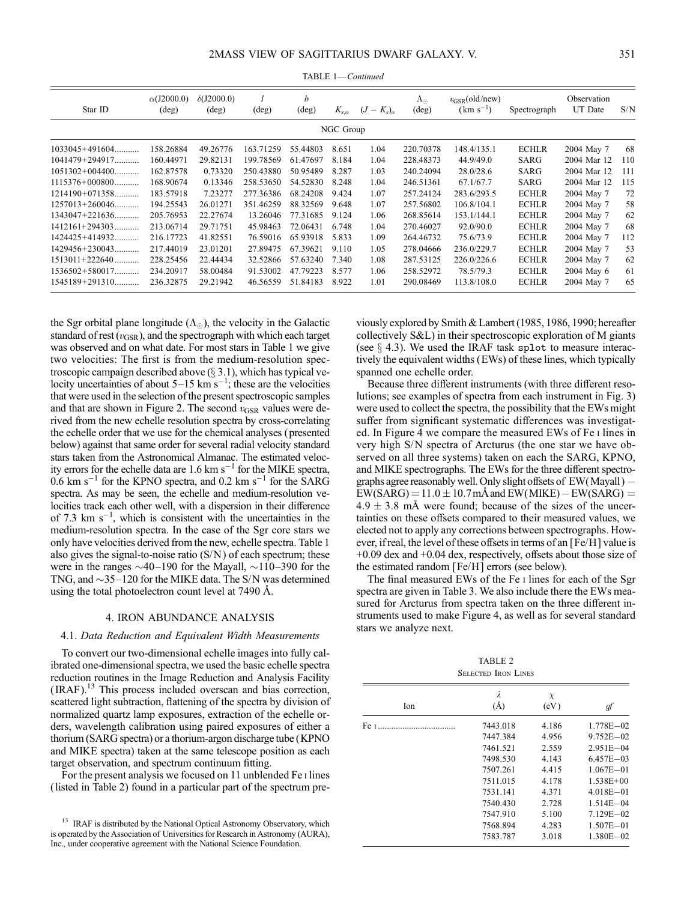TABLE 1—*Continued*

| Star ID | α(J2000.0) (deg) | δ(J2000.0) (deg) | *l* (deg) | *b* (deg) | $K_{s,o}$ | $(J-K_s)_o$ | $\Lambda_{\odot}$ (deg) | $v_{\rm GSR}$(old/new) (km s$^{-1}$) | Spectrograph | Observation UT Date | S/N |
|---|---|---|---|---|---|---|---|---|---|---|---|
| | | | | | NGC Group | | | | | | |
| 1033045+491604........... | 158.26884 | 49.26776 | 163.71259 | 55.44803 | 8.651 | 1.04 | 220.70378 | 148.4/135.1 | ECHLR | 2004 May 7 | 68 |
| 1041479+294917........... | 160.44971 | 29.82131 | 199.78569 | 61.47697 | 8.184 | 1.04 | 228.48373 | 44.9/49.0 | SARG | 2004 Mar 12 | 110 |
| 1051302+004400........... | 162.87578 | 0.73320 | 250.43880 | 50.95489 | 8.287 | 1.03 | 240.24094 | 28.0/28.6 | SARG | 2004 Mar 12 | 111 |
| 1115376+000800........... | 168.90674 | 0.13346 | 258.53650 | 54.52830 | 8.248 | 1.04 | 246.51361 | 67.1/67.7 | SARG | 2004 Mar 12 | 115 |
| 1214190+071358........... | 183.57918 | 7.23277 | 277.36386 | 68.24208 | 9.424 | 1.07 | 257.24124 | 283.6/293.5 | ECHLR | 2004 May 7 | 72 |
| 1257013+260046........... | 194.25543 | 26.01271 | 351.46259 | 88.32569 | 9.648 | 1.07 | 257.56802 | 106.8/104.1 | ECHLR | 2004 May 7 | 58 |
| 1343047+221636........... | 205.76953 | 22.27674 | 13.26046 | 77.31685 | 9.124 | 1.06 | 268.85614 | 153.1/144.1 | ECHLR | 2004 May 7 | 62 |
| 1412161+294303........... | 213.06714 | 29.71751 | 45.98463 | 72.06431 | 6.748 | 1.04 | 270.46027 | 92.0/90.0 | ECHLR | 2004 May 7 | 68 |
| 1424425+414932........... | 216.17723 | 41.82551 | 76.59016 | 65.93918 | 5.833 | 1.09 | 264.46732 | 75.6/73.9 | ECHLR | 2004 May 7 | 112 |
| 1429456+230043........... | 217.44019 | 23.01201 | 27.89475 | 67.39621 | 9.110 | 1.05 | 278.04666 | 236.0/229.7 | ECHLR | 2004 May 7 | 53 |
| 1513011+222640........... | 228.25456 | 22.44434 | 32.52866 | 57.63240 | 7.340 | 1.08 | 287.53125 | 226.0/226.6 | ECHLR | 2004 May 7 | 62 |
| 1536502+580017........... | 234.20917 | 58.00484 | 91.53002 | 47.79223 | 8.577 | 1.06 | 258.52972 | 78.5/79.3 | ECHLR | 2004 May 6 | 61 |
| 1545189+291310........... | 236.32875 | 29.21942 | 46.56559 | 51.84183 | 8.922 | 1.01 | 290.08469 | 113.8/108.0 | ECHLR | 2004 May 7 | 65 |

the Sgr orbital plane longitude ($\Lambda_{\odot}$), the velocity in the Galactic standard of rest ($v_{\rm GSR}$), and the spectrograph with which each target was observed and on what date. For most stars in Table 1 we give two velocities: The first is from the medium-resolution spectroscopic campaign described above (§ 3.1), which has typical velocity uncertainties of about 5–15 km s$^{-1}$; these are the velocities that were used in the selection of the present spectroscopic samples and that are shown in Figure 2. The second $v_{\rm GSR}$ values were derived from the new echelle resolution spectra by cross-correlating the echelle order that we use for the chemical analyses (presented below) against that same order for several radial velocity standard stars taken from the Astronomical Almanac. The estimated velocity errors for the echelle data are 1.6 km s$^{-1}$ for the MIKE spectra, 0.6 km s$^{-1}$ for the KPNO spectra, and 0.2 km s$^{-1}$ for the SARG spectra. As may be seen, the echelle and medium-resolution velocities track each other well, with a dispersion in their difference of 7.3 km s$^{-1}$, which is consistent with the uncertainties in the medium-resolution spectra. In the case of the Sgr core stars we only have velocities derived from the new, echelle spectra. Table 1 also gives the signal-to-noise ratio (S/N) of each spectrum; these were in the ranges ~40–190 for the Mayall, ~110–390 for the TNG, and ~35–120 for the MIKE data. The S/N was determined using the total photoelectron count level at 7490 Å.

## 4. IRON ABUNDANCE ANALYSIS

### 4.1. *Data Reduction and Equivalent Width Measurements*

To convert our two-dimensional echelle images into fully calibrated one-dimensional spectra, we used the basic echelle spectra reduction routines in the Image Reduction and Analysis Facility (IRAF).[13] This process included overscan and bias correction, scattered light subtraction, flattening of the spectra by division of normalized quartz lamp exposures, extraction of the echelle orders, wavelength calibration using paired exposures of either a thorium (SARG spectra) or a thorium-argon discharge tube (KPNO and MIKE spectra) taken at the same telescope position as each target observation, and spectrum continuum fitting.

For the present analysis we focused on 11 unblended Fe I lines (listed in Table 2) found in a particular part of the spectrum previously explored by Smith & Lambert (1985, 1986, 1990; hereafter collectively S&L) in their spectroscopic exploration of M giants (see § 4.3). We used the IRAF task `splot` to measure interactively the equivalent widths (EWs) of these lines, which typically spanned one echelle order.

Because three different instruments (with three different resolutions; see examples of spectra from each instrument in Fig. 3) were used to collect the spectra, the possibility that the EWs might suffer from significant systematic differences was investigated. In Figure 4 we compare the measured EWs of Fe I lines in very high S/N spectra of Arcturus (the one star we have observed on all three systems) taken on each the SARG, KPNO, and MIKE spectrographs. The EWs for the three different spectrographs agree reasonably well. Only slight offsets of EW(Mayall) − EW(SARG) = 11.0 ± 10.7 mÅ and EW(MIKE) − EW(SARG) = 4.9 ± 3.8 mÅ were found; because of the sizes of the uncertainties on these offsets compared to their measured values, we elected not to apply any corrections between spectrographs. However, if real, the level of these offsets in terms of an [Fe/H] value is +0.09 dex and +0.04 dex, respectively, offsets about those size of the estimated random [Fe/H] errors (see below).

The final measured EWs of the Fe I lines for each of the Sgr spectra are given in Table 3. We also include there the EWs measured for Arcturus from spectra taken on the three different instruments used to make Figure 4, as well as for several standard stars we analyze next.

TABLE 2
Selected Iron Lines

| Ion | λ (Å) | χ (eV) | *gf* |
|---|---|---|---|
| Fe I .................................. | 7443.018 | 4.186 | 1.778E−02 |
| | 7447.384 | 4.956 | 9.752E−02 |
| | 7461.521 | 2.559 | 2.951E−04 |
| | 7498.530 | 4.143 | 6.457E−03 |
| | 7507.261 | 4.415 | 1.067E−01 |
| | 7511.015 | 4.178 | 1.538E+00 |
| | 7531.141 | 4.371 | 4.018E−01 |
| | 7540.430 | 2.728 | 1.514E−04 |
| | 7547.910 | 5.100 | 7.129E−02 |
| | 7568.894 | 4.283 | 1.507E−01 |
| | 7583.787 | 3.018 | 1.380E−02 |

[13] IRAF is distributed by the National Optical Astronomy Observatory, which is operated by the Association of Universities for Research in Astronomy (AURA), Inc., under cooperative agreement with the National Science Foundation.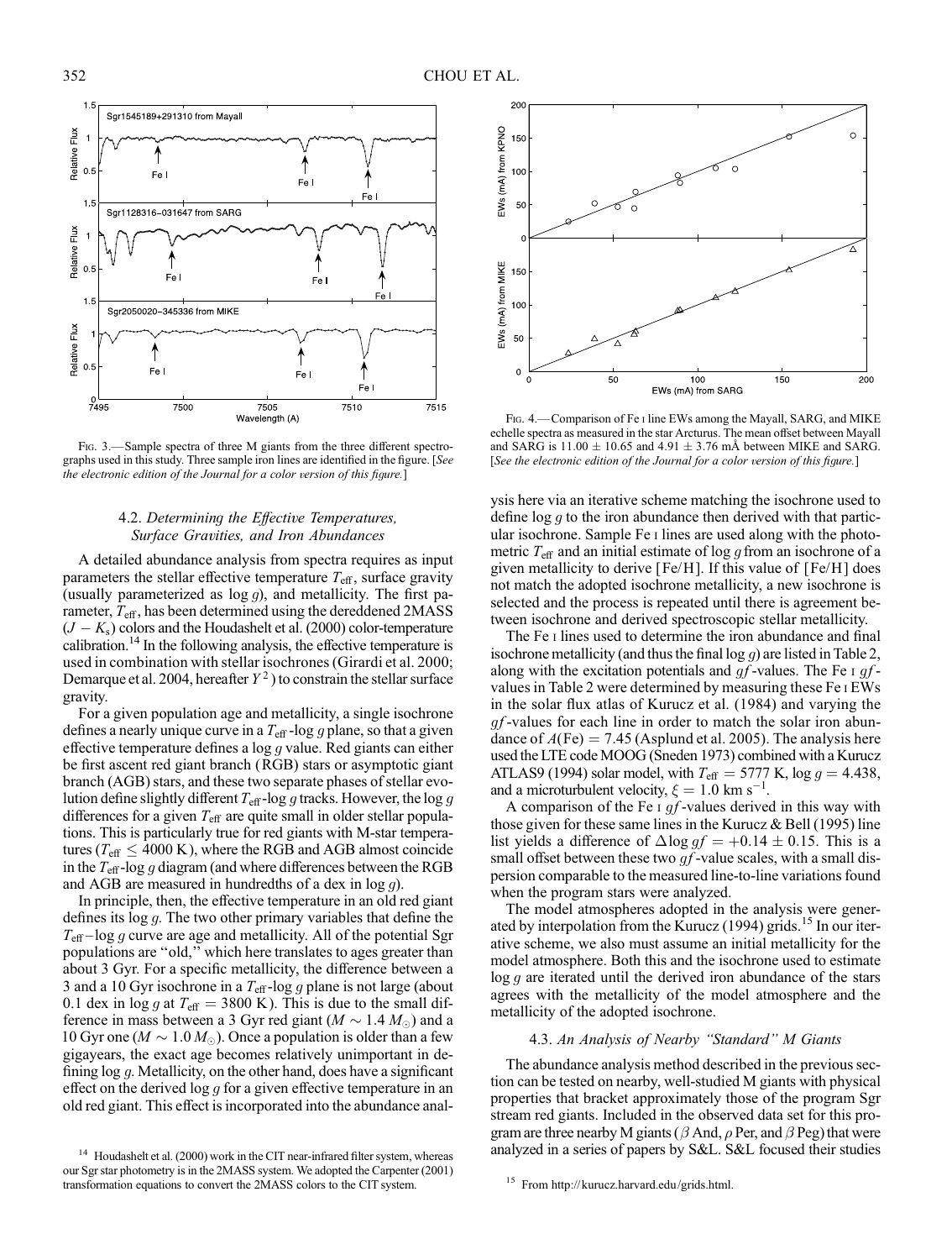Fig. 3.— Sample spectra of three M giants from the three different spectrographs used in this study. Three sample iron lines are identified in the figure. [*See the electronic edition of the Journal for a color version of this figure.*]

Fig. 4.— Comparison of Fe I line EWs among the Mayall, SARG, and MIKE echelle spectra as measured in the star Arcturus. The mean offset between Mayall and SARG is $11.00 \pm 10.65$ and $4.91 \pm 3.76$ mÅ between MIKE and SARG. [*See the electronic edition of the Journal for a color version of this figure.*]

### 4.2. *Determining the Effective Temperatures, Surface Gravities, and Iron Abundances*

A detailed abundance analysis from spectra requires as input parameters the stellar effective temperature $T_{\rm eff}$, surface gravity (usually parameterized as $\log g$), and metallicity. The first parameter, $T_{\rm eff}$, has been determined using the dereddened 2MASS $(J - K_s)$ colors and the Houdashelt et al. (2000) color-temperature calibration.[14] In the following analysis, the effective temperature is used in combination with stellar isochrones (Girardi et al. 2000; Demarque et al. 2004, hereafter $Y^2$) to constrain the stellar surface gravity.

For a given population age and metallicity, a single isochrone defines a nearly unique curve in a $T_{\rm eff}$-$\log g$ plane, so that a given effective temperature defines a $\log g$ value. Red giants can either be first ascent red giant branch (RGB) stars or asymptotic giant branch (AGB) stars, and these two separate phases of stellar evolution define slightly different $T_{\rm eff}$-$\log g$ tracks. However, the $\log g$ differences for a given $T_{\rm eff}$ are quite small in older stellar populations. This is particularly true for red giants with M-star temperatures ($T_{\rm eff} \leq 4000$ K), where the RGB and AGB almost coincide in the $T_{\rm eff}$-$\log g$ diagram (and where differences between the RGB and AGB are measured in hundredths of a dex in $\log g$).

In principle, then, the effective temperature in an old red giant defines its $\log g$. The two other primary variables that define the $T_{\rm eff}$–$\log g$ curve are age and metallicity. All of the potential Sgr populations are "old," which here translates to ages greater than about 3 Gyr. For a specific metallicity, the difference between a 3 and a 10 Gyr isochrone in a $T_{\rm eff}$-$\log g$ plane is not large (about 0.1 dex in $\log g$ at $T_{\rm eff} = 3800$ K). This is due to the small difference in mass between a 3 Gyr red giant ($M \sim 1.4\,M_\odot$) and a 10 Gyr one ($M \sim 1.0\,M_\odot$). Once a population is older than a few gigayears, the exact age becomes relatively unimportant in defining $\log g$. Metallicity, on the other hand, does have a significant effect on the derived $\log g$ for a given effective temperature in an old red giant. This effect is incorporated into the abundance analysis here via an iterative scheme matching the isochrone used to define $\log g$ to the iron abundance then derived with that particular isochrone. Sample Fe I lines are used along with the photometric $T_{\rm eff}$ and an initial estimate of $\log g$ from an isochrone of a given metallicity to derive [Fe/H]. If this value of [Fe/H] does not match the adopted isochrone metallicity, a new isochrone is selected and the process is repeated until there is agreement between isochrone and derived spectroscopic stellar metallicity.

The Fe I lines used to determine the iron abundance and final isochrone metallicity (and thus the final $\log g$) are listed in Table 2, along with the excitation potentials and $gf$-values. The Fe I $gf$-values in Table 2 were determined by measuring these Fe I EWs in the solar flux atlas of Kurucz et al. (1984) and varying the $gf$-values for each line in order to match the solar iron abundance of $A(\mathrm{Fe}) = 7.45$ (Asplund et al. 2005). The analysis here used the LTE code MOOG (Sneden 1973) combined with a Kurucz ATLAS9 (1994) solar model, with $T_{\rm eff} = 5777$ K, $\log g = 4.438$, and a microturbulent velocity, $\xi = 1.0$ km s$^{-1}$.

A comparison of the Fe I $gf$-values derived in this way with those given for these same lines in the Kurucz & Bell (1995) line list yields a difference of $\Delta \log gf = +0.14 \pm 0.15$. This is a small offset between these two $gf$-value scales, with a small dispersion comparable to the measured line-to-line variations found when the program stars were analyzed.

The model atmospheres adopted in the analysis were generated by interpolation from the Kurucz (1994) grids.[15] In our iterative scheme, we also must assume an initial metallicity for the model atmosphere. Both this and the isochrone used to estimate $\log g$ are iterated until the derived iron abundance of the stars agrees with the metallicity of the model atmosphere and the metallicity of the adopted isochrone.

### 4.3. *An Analysis of Nearby "Standard" M Giants*

The abundance analysis method described in the previous section can be tested on nearby, well-studied M giants with physical properties that bracket approximately those of the program Sgr stream red giants. Included in the observed data set for this program are three nearby M giants ($\beta$ And, $\rho$ Per, and $\beta$ Peg) that were analyzed in a series of papers by S&L. S&L focused their studies

[14] Houdashelt et al. (2000) work in the CIT near-infrared filter system, whereas our Sgr star photometry is in the 2MASS system. We adopted the Carpenter (2001) transformation equations to convert the 2MASS colors to the CIT system.

[15] From http://kurucz.harvard.edu/grids.html.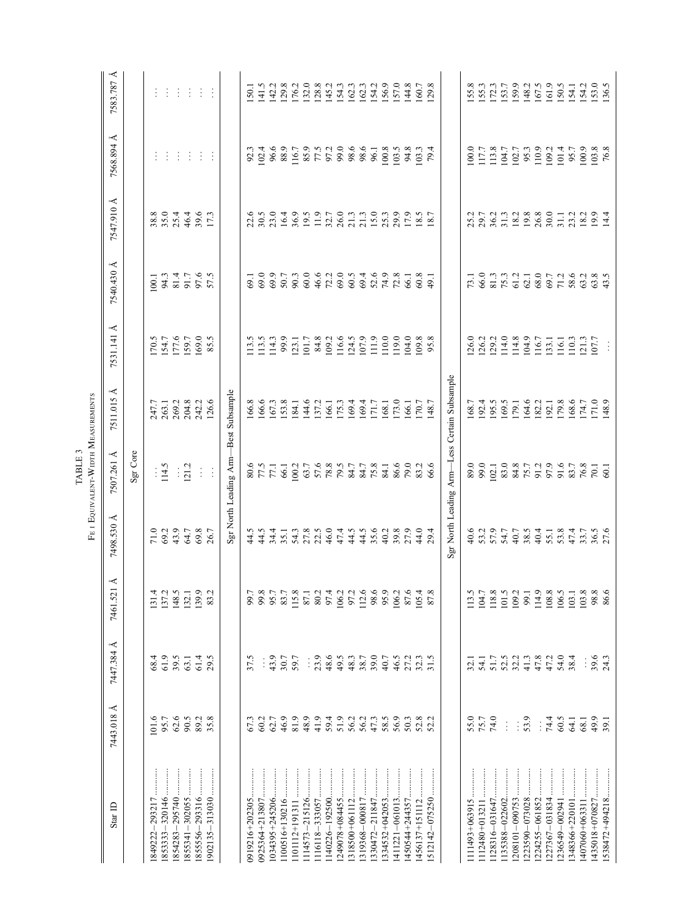TABLE 3

Fe i Equivalent-Width Measurements

| Star ID | 7443.018 Å | 7447.384 Å | 7461.521 Å | 7498.530 Å | 7507.261 Å | 7511.015 Å | 7531.141 Å | 7540.430 Å | 7547.910 Å | 7568.894 Å | 7583.787 Å |
|---|---|---|---|---|---|---|---|---|---|---|---|
| Sgr Core | | | | | | | | | | | |
| 1849222−293217 | 101.6 | 68.4 | 131.4 | 71.0 | ... | 247.7 | 170.5 | 100.1 | 38.8 | ... | ... |
| 1853333−320146 | 95.7 | 61.9 | 137.2 | 69.2 | 114.5 | 263.1 | 154.7 | 94.3 | 35.0 | ... | ... |
| 1854283−295740 | 62.6 | 39.5 | 148.5 | 43.9 | ... | 269.2 | 177.6 | 81.4 | 25.4 | ... | ... |
| 1855341−302055 | 90.5 | 63.1 | 132.1 | 64.7 | 121.2 | 204.8 | 159.7 | 91.7 | 46.4 | ... | ... |
| 1855556−293316 | 89.2 | 61.4 | 139.9 | 69.8 | ... | 242.2 | 169.0 | 97.6 | 39.6 | ... | ... |
| 1902135−313030 | 35.8 | 29.5 | 83.2 | 26.7 | ... | 126.6 | 85.5 | 57.5 | 17.3 | ... | ... |
| Sgr North Leading Arm—Best Subsample | | | | | | | | | | | |
| 0919216+202305 | 67.3 | 37.5 | 99.7 | 44.5 | 80.6 | 166.8 | 113.5 | 69.1 | 22.6 | 92.3 | 150.1 |
| 0925364+213807 | 60.2 | ... | 99.8 | 44.5 | 77.5 | 166.6 | 113.5 | 69.0 | 30.5 | 102.4 | 141.5 |
| 1034395+245206 | 62.7 | 43.9 | 95.7 | 34.4 | 77.1 | 167.3 | 114.3 | 69.9 | 23.0 | 96.6 | 142.2 |
| 1100516+130216 | 46.9 | 30.7 | 83.7 | 35.1 | 66.1 | 153.8 | 99.9 | 50.7 | 16.4 | 88.9 | 129.8 |
| 1101112+191311 | 81.9 | 59.7 | 115.8 | 54.3 | 100.2 | 184.1 | 123.1 | 90.3 | 36.9 | 116.7 | 176.2 |
| 1114573−215126 | 48.9 | ... | 87.1 | 27.8 | 63.7 | 144.6 | 101.7 | 60.0 | 19.5 | 85.9 | 132.0 |
| 1116118−333057 | 41.9 | 23.9 | 80.2 | 22.5 | 57.6 | 137.2 | 84.8 | 46.6 | 11.9 | 77.5 | 128.8 |
| 1140226−192500 | 59.4 | 48.6 | 97.4 | 46.0 | 78.8 | 166.1 | 109.2 | 72.2 | 32.7 | 97.2 | 145.2 |
| 1249078+084455 | 51.9 | 49.5 | 106.2 | 47.4 | 79.5 | 175.3 | 116.6 | 69.0 | 26.0 | 99.0 | 154.3 |
| 1318500+061112 | 56.2 | 48.3 | 97.2 | 44.5 | 84.7 | 169.4 | 124.5 | 60.5 | 21.3 | 98.6 | 162.3 |
| 1319368−000817 | 56.2 | 38.7 | 112.6 | 44.5 | 84.7 | 169.4 | 107.9 | 69.4 | 21.3 | 98.6 | 162.3 |
| 1330472−211847 | 47.3 | 39.0 | 98.6 | 35.6 | 75.8 | 171.7 | 111.9 | 52.6 | 15.0 | 96.1 | 154.2 |
| 1334532+042053 | 58.5 | 40.7 | 95.9 | 40.2 | 84.1 | 168.1 | 110.0 | 74.9 | 25.3 | 100.8 | 156.9 |
| 1411221−061013 | 56.9 | 46.5 | 106.2 | 39.8 | 86.6 | 173.0 | 119.0 | 72.8 | 29.9 | 103.5 | 157.0 |
| 1450544+244357 | 50.3 | 27.2 | 87.6 | 27.9 | 79.0 | 166.1 | 104.0 | 66.1 | 17.9 | 94.8 | 144.8 |
| 1456137+151112 | 52.8 | 32.3 | 105.4 | 44.0 | 83.2 | 170.7 | 109.8 | 60.8 | 18.5 | 103.3 | 160.7 |
| 1512142−075250 | 52.2 | 31.5 | 87.8 | 29.4 | 66.6 | 148.7 | 95.8 | 49.1 | 18.7 | 79.4 | 129.8 |
| Sgr North Leading Arm—Less Certain Subsample | | | | | | | | | | | |
| 1111493+063915 | 55.0 | 32.1 | 113.5 | 40.6 | 89.0 | 168.7 | 126.0 | 73.1 | 25.2 | 100.0 | 155.8 |
| 1112480+013211 | 75.7 | 54.1 | 104.7 | 53.2 | 99.0 | 192.4 | 126.2 | 66.0 | 29.7 | 117.7 | 155.3 |
| 1128316−031647 | 74.0 | 51.7 | 118.8 | 57.9 | 102.1 | 195.5 | 129.2 | 81.3 | 36.2 | 113.8 | 172.3 |
| 1135388−022602 | ... | 52.5 | 101.5 | 54.7 | 83.0 | 169.5 | 114.0 | 75.3 | 31.3 | 104.7 | 153.7 |
| 1208101−090753 | ... | 32.2 | 109.2 | 40.7 | 84.8 | 179.1 | 114.8 | 61.2 | 18.2 | 102.7 | 159.9 |
| 1223590−073028 | 53.9 | 41.3 | 99.1 | 38.5 | 75.7 | 164.6 | 104.9 | 62.1 | 19.8 | 95.3 | 148.2 |
| 1224255−061852 | ... | 47.8 | 114.9 | 40.4 | 91.2 | 182.2 | 116.7 | 68.0 | 26.8 | 110.9 | 167.5 |
| 1227367−031834 | 74.4 | 47.2 | 108.8 | 55.1 | 97.9 | 192.1 | 133.1 | 69.7 | 30.0 | 109.2 | 161.9 |
| 1236549−002941 | 60.5 | 54.0 | 106.5 | 53.8 | 91.6 | 179.8 | 116.1 | 71.2 | 31.1 | 101.4 | 150.5 |
| 1348366+220101 | 64.1 | 38.4 | 103.1 | 47.4 | 83.7 | 168.6 | 110.3 | 58.6 | 23.2 | 95.7 | 154.1 |
| 1407060+063311 | 68.1 | ... | 103.8 | 33.7 | 76.8 | 174.7 | 121.3 | 63.2 | 18.2 | 100.9 | 154.2 |
| 1435018+070827 | 49.9 | 39.6 | 98.8 | 36.5 | 70.1 | 171.0 | 107.7 | 63.8 | 19.9 | 103.8 | 153.0 |
| 1538472+494218 | 39.1 | 24.3 | 86.6 | 27.6 | 60.1 | 148.9 | ... | 43.5 | 14.4 | 76.8 | 136.5 |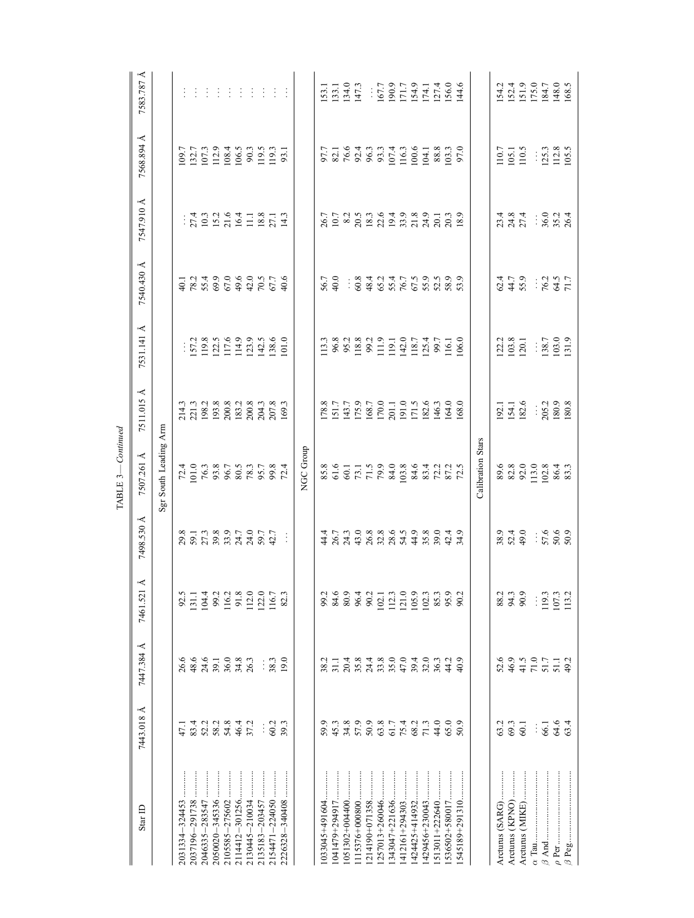TABLE 3—*Continued*

| Star ID | 7443.018 Å | 7447.384 Å | 7461.521 Å | 7498.530 Å | 7507.261 Å | 7511.015 Å | 7531.141 Å | 7540.430 Å | 7547.910 Å | 7568.894 Å | 7583.787 Å |
|---|---|---|---|---|---|---|---|---|---|---|---|
| Sgr South Leading Arm | | | | | | | | | | | |
| 2031334−324453 | 47.1 | 26.6 | 92.5 | 29.8 | 72.4 | 214.3 | ... | 40.1 | ... | 109.7 | ... |
| 2037196−291738 | 83.4 | 48.6 | 131.1 | 59.1 | 101.0 | 221.3 | 157.2 | 78.2 | 27.4 | 132.7 | ... |
| 2046335−283547 | 52.2 | 24.6 | 104.4 | 27.3 | 76.3 | 198.2 | 119.8 | 55.4 | 10.3 | 107.3 | ... |
| 2050020−345336 | 58.2 | 39.1 | 99.2 | 39.8 | 93.8 | 193.8 | 122.5 | 69.9 | 15.2 | 112.9 | ... |
| 2105585−275602 | 54.8 | 36.0 | 116.2 | 33.9 | 96.7 | 200.8 | 117.6 | 67.0 | 21.6 | 108.4 | ... |
| 2114412−301256 | 46.4 | 34.8 | 91.8 | 24.7 | 80.5 | 183.2 | 114.9 | 49.6 | 16.4 | 106.5 | ... |
| 2130445−210034 | 37.2 | 26.3 | 112.0 | 24.0 | 78.3 | 200.8 | 123.9 | 42.0 | 11.1 | 90.3 | ... |
| 2135183−203457 | ... | ... | 122.0 | 59.7 | 95.7 | 204.3 | 142.5 | 70.5 | 18.8 | 119.5 | ... |
| 2154471−224050 | 60.2 | 38.3 | 116.7 | 42.7 | 99.8 | 207.8 | 138.6 | 67.7 | 27.1 | 119.3 | ... |
| 2226328−340408 | 39.3 | 19.0 | 82.3 | ... | 72.4 | 169.3 | 101.0 | 40.6 | 14.3 | 93.1 | ... |
| NGC Group | | | | | | | | | | | |
| 1033045+491604 | 59.9 | 38.2 | 99.2 | 44.4 | 85.8 | 178.8 | 113.3 | 56.7 | 26.7 | 97.7 | 153.1 |
| 1041479+294917 | 45.3 | 31.1 | 84.6 | 26.7 | 61.6 | 151.7 | 96.8 | 40.0 | 10.7 | 82.1 | 133.1 |
| 1051302+004400 | 34.8 | 20.4 | 80.9 | 24.3 | 60.1 | 143.7 | 95.2 | ... | 8.2 | 76.6 | 134.0 |
| 1115376+000800 | 57.9 | 35.8 | 96.4 | 43.0 | 73.1 | 175.9 | 118.8 | 60.8 | 20.5 | 92.4 | 147.3 |
| 1214190+071358 | 50.9 | 24.4 | 90.2 | 26.8 | 71.5 | 168.7 | 99.2 | 48.4 | 18.3 | 96.3 | ... |
| 1257013+260046 | 63.8 | 33.8 | 102.1 | 32.8 | 79.9 | 170.0 | 111.9 | 65.2 | 22.6 | 93.3 | 167.7 |
| 1343047+221636 | 61.7 | 35.0 | 112.3 | 28.6 | 84.0 | 201.1 | 119.1 | 55.4 | 19.4 | 107.4 | 190.9 |
| 1412161+294303 | 75.4 | 47.0 | 121.0 | 54.5 | 103.8 | 191.0 | 142.0 | 76.7 | 33.9 | 116.3 | 171.7 |
| 1424425+414932 | 68.2 | 39.4 | 105.9 | 44.9 | 84.6 | 171.5 | 118.7 | 67.5 | 21.8 | 100.6 | 154.9 |
| 1429456+230043 | 71.3 | 32.0 | 102.3 | 35.8 | 83.4 | 182.6 | 125.4 | 55.9 | 24.9 | 104.1 | 174.1 |
| 1513011+222640 | 44.0 | 36.3 | 85.3 | 39.0 | 72.2 | 146.3 | 99.7 | 52.5 | 20.1 | 88.8 | 127.4 |
| 1536502+580017 | 65.0 | 44.2 | 95.9 | 42.4 | 87.2 | 164.0 | 116.1 | 58.9 | 20.3 | 103.3 | 156.0 |
| 1545189+291310 | 50.9 | 40.9 | 90.2 | 34.9 | 72.5 | 168.0 | 106.0 | 53.9 | 18.9 | 97.0 | 144.6 |
| Calibration Stars | | | | | | | | | | | |
| Arcturus (SARG) | 63.2 | 52.6 | 88.2 | 38.9 | 89.6 | 192.1 | 122.2 | 62.4 | 23.4 | 110.7 | 154.2 |
| Arcturus (KPNO) | 69.3 | 46.9 | 94.3 | 52.4 | 82.8 | 154.1 | 103.8 | 44.7 | 24.8 | 105.1 | 152.4 |
| Arcturus (MIKE) | 60.1 | 41.5 | 90.9 | 49.0 | 92.0 | 182.6 | 120.1 | 55.9 | 27.4 | 110.5 | 151.9 |
| α Tau | ... | 71.0 | ... | ... | 113.0 | ... | ... | ... | ... | ... | 175.0 |
| β And | 66.1 | 51.7 | 119.3 | 57.6 | 102.8 | 205.2 | 138.7 | 76.2 | 36.0 | 125.3 | 184.7 |
| ρ Per | 64.6 | 51.1 | 107.3 | 50.6 | 86.4 | 180.9 | 103.0 | 64.5 | 35.2 | 112.8 | 148.0 |
| β Peg | 63.4 | 49.2 | 113.2 | 50.9 | 83.3 | 180.8 | 131.9 | 71.7 | 26.4 | 105.5 | 168.5 |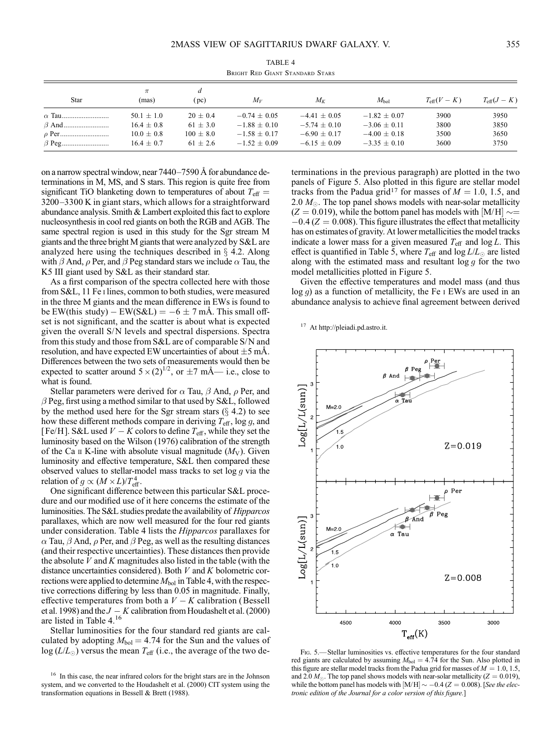TABLE 4

Bright Red Giant Standard Stars

| Star | $\pi$ (mas) | $d$ (pc) | $M_V$ | $M_K$ | $M_{\rm bol}$ | $T_{\rm eff}(V-K)$ | $T_{\rm eff}(J-K)$ |
|---|---|---|---|---|---|---|---|
| $\alpha$ Tau | 50.1 ± 1.0 | 20 ± 0.4 | −0.74 ± 0.05 | −4.41 ± 0.05 | −1.82 ± 0.07 | 3900 | 3950 |
| $\beta$ And | 16.4 ± 0.8 | 61 ± 3.0 | −1.88 ± 0.10 | −5.74 ± 0.10 | −3.06 ± 0.11 | 3800 | 3850 |
| $\rho$ Per | 10.0 ± 0.8 | 100 ± 8.0 | −1.58 ± 0.17 | −6.90 ± 0.17 | −4.00 ± 0.18 | 3500 | 3650 |
| $\beta$ Peg | 16.4 ± 0.7 | 61 ± 2.6 | −1.52 ± 0.09 | −6.15 ± 0.09 | −3.35 ± 0.10 | 3600 | 3750 |

on a narrow spectral window, near 7440–7590 Å for abundance determinations in M, MS, and S stars. This region is quite free from significant TiO blanketing down to temperatures of about $T_{\rm eff}$ = 3200–3300 K in giant stars, which allows for a straightforward abundance analysis. Smith & Lambert exploited this fact to explore nucleosynthesis in cool red giants on both the RGB and AGB. The same spectral region is used in this study for the Sgr stream M giants and the three bright M giants that were analyzed by S&L are analyzed here using the techniques described in § 4.2. Along with $\beta$ And, $\rho$ Per, and $\beta$ Peg standard stars we include $\alpha$ Tau, the K5 III giant used by S&L as their standard star.

As a first comparison of the spectra collected here with those from S&L, 11 Fe I lines, common to both studies, were measured in the three M giants and the mean difference in EWs is found to be EW(this study) − EW(S&L) = −6 ± 7 mÅ. This small offset is not significant, and the scatter is about what is expected given the overall S/N levels and spectral dispersions. Spectra from this study and those from S&L are of comparable S/N and resolution, and have expected EW uncertainties of about ±5 mÅ. Differences between the two sets of measurements would then be expected to scatter around $5 \times (2)^{1/2}$, or ±7 mÅ— i.e., close to what is found.

Stellar parameters were derived for $\alpha$ Tau, $\beta$ And, $\rho$ Per, and $\beta$ Peg, first using a method similar to that used by S&L, followed by the method used here for the Sgr stream stars (§ 4.2) to see how these different methods compare in deriving $T_{\rm eff}$, log $g$, and [Fe/H]. S&L used $V-K$ colors to define $T_{\rm eff}$, while they set the luminosity based on the Wilson (1976) calibration of the strength of the Ca II K-line with absolute visual magnitude ($M_{\rm V}$). Given luminosity and effective temperature, S&L then compared these observed values to stellar-model mass tracks to set log $g$ via the relation of $g \propto (M \times L)/T_{\rm eff}^4$.

One significant difference between this particular S&L procedure and our modified use of it here concerns the estimate of the luminosities. The S&L studies predate the availability of *Hipparcos* parallaxes, which are now well measured for the four red giants under consideration. Table 4 lists the *Hipparcos* parallaxes for $\alpha$ Tau, $\beta$ And, $\rho$ Per, and $\beta$ Peg, as well as the resulting distances (and their respective uncertainties). These distances then provide the absolute $V$ and $K$ magnitudes also listed in the table (with the distance uncertainties considered). Both $V$ and $K$ bolometric corrections were applied to determine $M_{\rm bol}$ in Table 4, with the respective corrections differing by less than 0.05 in magnitude. Finally, effective temperatures from both a $V-K$ calibration (Bessell et al. 1998) and the $J-K$ calibration from Houdashelt et al. (2000) are listed in Table 4.[16]

Stellar luminosities for the four standard red giants are calculated by adopting $M_{\rm bol}$ = 4.74 for the Sun and the values of log ($L/L_\odot$) versus the mean $T_{\rm eff}$ (i.e., the average of the two determinations in the previous paragraph) are plotted in the two panels of Figure 5. Also plotted in this figure are stellar model tracks from the Padua grid[17] for masses of $M$ = 1.0, 1.5, and 2.0 $M_\odot$. The top panel shows models with near-solar metallicity ($Z$ = 0.019), while the bottom panel has models with [M/H] $\sim$= −0.4 ($Z$ = 0.008). This figure illustrates the effect that metallicity has on estimates of gravity. At lower metallicities the model tracks indicate a lower mass for a given measured $T_{\rm eff}$ and log $L$. This effect is quantified in Table 5, where $T_{\rm eff}$ and log $L/L_\odot$ are listed along with the estimated mass and resultant log $g$ for the two model metallicities plotted in Figure 5.

Given the effective temperatures and model mass (and thus log $g$) as a function of metallicity, the Fe I EWs are used in an abundance analysis to achieve final agreement between derived

Fig. 5.— Stellar luminosities vs. effective temperatures for the four standard red giants are calculated by assuming $M_{\rm bol}$ = 4.74 for the Sun. Also plotted in this figure are stellar model tracks from the Padua grid for masses of $M$ = 1.0, 1.5, and 2.0 $M_\odot$. The top panel shows models with near-solar metallicity ($Z$ = 0.019), while the bottom panel has models with [M/H] ~ −0.4 ($Z$ = 0.008). [*See the electronic edition of the Journal for a color version of this figure.*]

[16] In this case, the near infrared colors for the bright stars are in the Johnson system, and we converted to the Houdashelt et al. (2000) CIT system using the transformation equations in Bessell & Brett (1988).

[17] At http://pleiadi.pd.astro.it.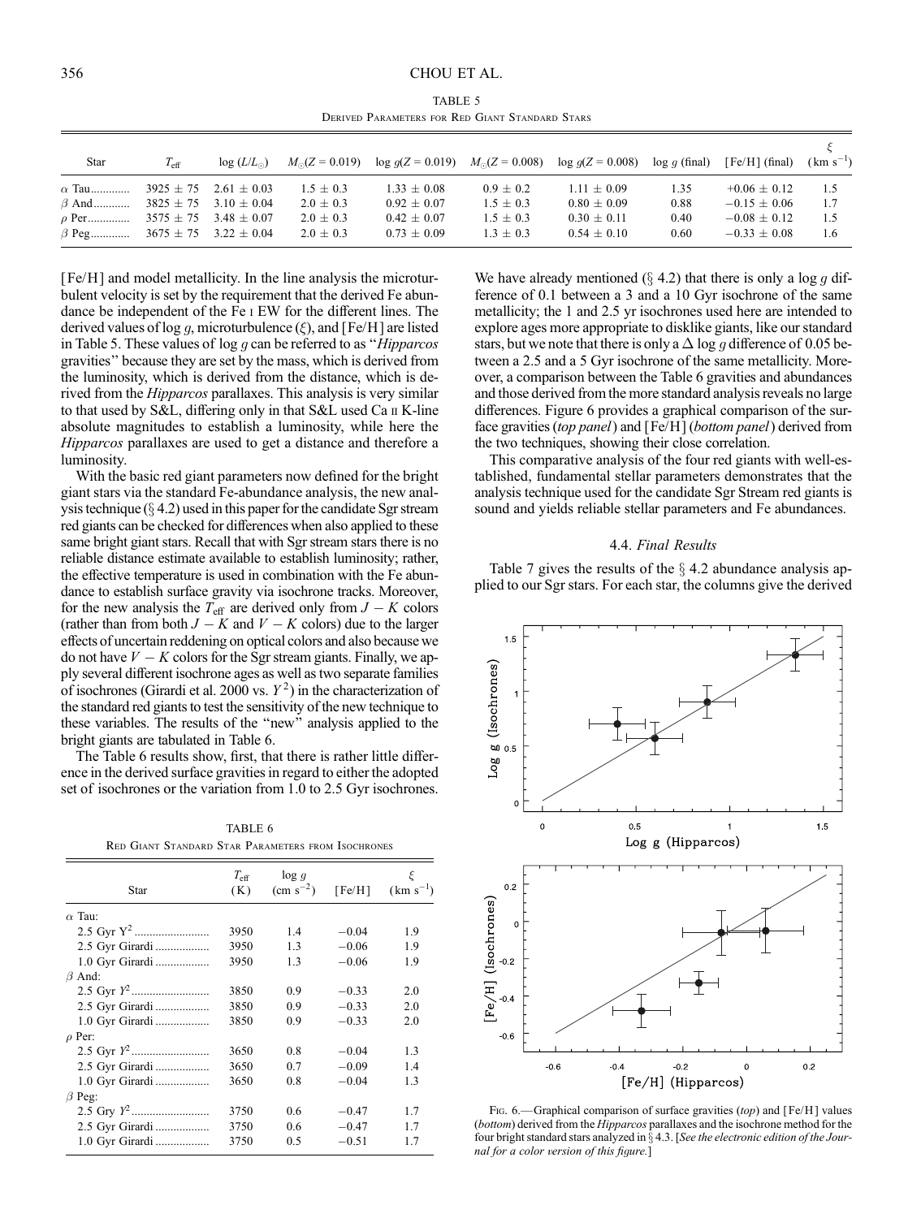TABLE 5

Derived Parameters for Red Giant Standard Stars

| Star | $T_{\rm eff}$ | log $(L/L_{\odot})$ | $M_{\odot}(Z = 0.019)$ | log $g(Z = 0.019)$ | $M_{\odot}(Z = 0.008)$ | log $g(Z = 0.008)$ | log $g$ (final) | [Fe/H] (final) | $\xi$ (km s$^{-1}$) |
|---|---|---|---|---|---|---|---|---|---|
| $\alpha$ Tau | 3925 ± 75 | 2.61 ± 0.03 | 1.5 ± 0.3 | 1.33 ± 0.08 | 0.9 ± 0.2 | 1.11 ± 0.09 | 1.35 | +0.06 ± 0.12 | 1.5 |
| $\beta$ And | 3825 ± 75 | 3.10 ± 0.04 | 2.0 ± 0.3 | 0.92 ± 0.07 | 1.5 ± 0.3 | 0.80 ± 0.09 | 0.88 | −0.15 ± 0.06 | 1.7 |
| $\rho$ Per | 3575 ± 75 | 3.48 ± 0.07 | 2.0 ± 0.3 | 0.42 ± 0.07 | 1.5 ± 0.3 | 0.30 ± 0.11 | 0.40 | −0.08 ± 0.12 | 1.5 |
| $\beta$ Peg | 3675 ± 75 | 3.22 ± 0.04 | 2.0 ± 0.3 | 0.73 ± 0.09 | 1.3 ± 0.3 | 0.54 ± 0.10 | 0.60 | −0.33 ± 0.08 | 1.6 |

[Fe/H] and model metallicity. In the line analysis the microturbulent velocity is set by the requirement that the derived Fe abundance be independent of the Fe I EW for the different lines. The derived values of log $g$, microturbulence ($\xi$), and [Fe/H] are listed in Table 5. These values of log $g$ can be referred to as "*Hipparcos* gravities" because they are set by the mass, which is derived from the luminosity, which is derived from the distance, which is derived from the *Hipparcos* parallaxes. This analysis is very similar to that used by S&L, differing only in that S&L used Ca II K-line absolute magnitudes to establish a luminosity, while here the *Hipparcos* parallaxes are used to get a distance and therefore a luminosity.

With the basic red giant parameters now defined for the bright giant stars via the standard Fe-abundance analysis, the new analysis technique (§ 4.2) used in this paper for the candidate Sgr stream red giants can be checked for differences when also applied to these same bright giant stars. Recall that with Sgr stream stars there is no reliable distance estimate available to establish luminosity; rather, the effective temperature is used in combination with the Fe abundance to establish surface gravity via isochrone tracks. Moreover, for the new analysis the $T_{\rm eff}$ are derived only from $J - K$ colors (rather than from both $J - K$ and $V - K$ colors) due to the larger effects of uncertain reddening on optical colors and also because we do not have $V - K$ colors for the Sgr stream giants. Finally, we apply several different isochrone ages as well as two separate families of isochrones (Girardi et al. 2000 vs. $Y^2$) in the characterization of the standard red giants to test the sensitivity of the new technique to these variables. The results of the "new" analysis applied to the bright giants are tabulated in Table 6.

The Table 6 results show, first, that there is rather little difference in the derived surface gravities in regard to either the adopted set of isochrones or the variation from 1.0 to 2.5 Gyr isochrones.

TABLE 6

Red Giant Standard Star Parameters from Isochrones

| Star | $T_{\rm eff}$ (K) | log $g$ (cm s$^{-2}$) | [Fe/H] | $\xi$ (km s$^{-1}$) |
|---|---|---|---|---|
| $\alpha$ Tau: | | | | |
| 2.5 Gyr $Y^2$ | 3950 | 1.4 | −0.04 | 1.9 |
| 2.5 Gyr Girardi | 3950 | 1.3 | −0.06 | 1.9 |
| 1.0 Gyr Girardi | 3950 | 1.3 | −0.06 | 1.9 |
| $\beta$ And: | | | | |
| 2.5 Gyr $Y^2$ | 3850 | 0.9 | −0.33 | 2.0 |
| 2.5 Gyr Girardi | 3850 | 0.9 | −0.33 | 2.0 |
| 1.0 Gyr Girardi | 3850 | 0.9 | −0.33 | 2.0 |
| $\rho$ Per: | | | | |
| 2.5 Gyr $Y^2$ | 3650 | 0.8 | −0.04 | 1.3 |
| 2.5 Gyr Girardi | 3650 | 0.7 | −0.09 | 1.4 |
| 1.0 Gyr Girardi | 3650 | 0.8 | −0.04 | 1.3 |
| $\beta$ Peg: | | | | |
| 2.5 Gry $Y^2$ | 3750 | 0.6 | −0.47 | 1.7 |
| 2.5 Gyr Girardi | 3750 | 0.6 | −0.47 | 1.7 |
| 1.0 Gyr Girardi | 3750 | 0.5 | −0.51 | 1.7 |

We have already mentioned (§ 4.2) that there is only a log $g$ difference of 0.1 between a 3 and a 10 Gyr isochrone of the same metallicity; the 1 and 2.5 yr isochrones used here are intended to explore ages more appropriate to disklike giants, like our standard stars, but we note that there is only a $\Delta$ log $g$ difference of 0.05 between a 2.5 and a 5 Gyr isochrone of the same metallicity. Moreover, a comparison between the Table 6 gravities and abundances and those derived from the more standard analysis reveals no large differences. Figure 6 provides a graphical comparison of the surface gravities (*top panel*) and [Fe/H] (*bottom panel*) derived from the two techniques, showing their close correlation.

This comparative analysis of the four red giants with well-established, fundamental stellar parameters demonstrates that the analysis technique used for the candidate Sgr Stream red giants is sound and yields reliable stellar parameters and Fe abundances.

### 4.4. *Final Results*

Table 7 gives the results of the § 4.2 abundance analysis applied to our Sgr stars. For each star, the columns give the derived

Fig. 6.—Graphical comparison of surface gravities (*top*) and [Fe/H] values (*bottom*) derived from the *Hipparcos* parallaxes and the isochrone method for the four bright standard stars analyzed in § 4.3. [*See the electronic edition of the Journal for a color version of this figure.*]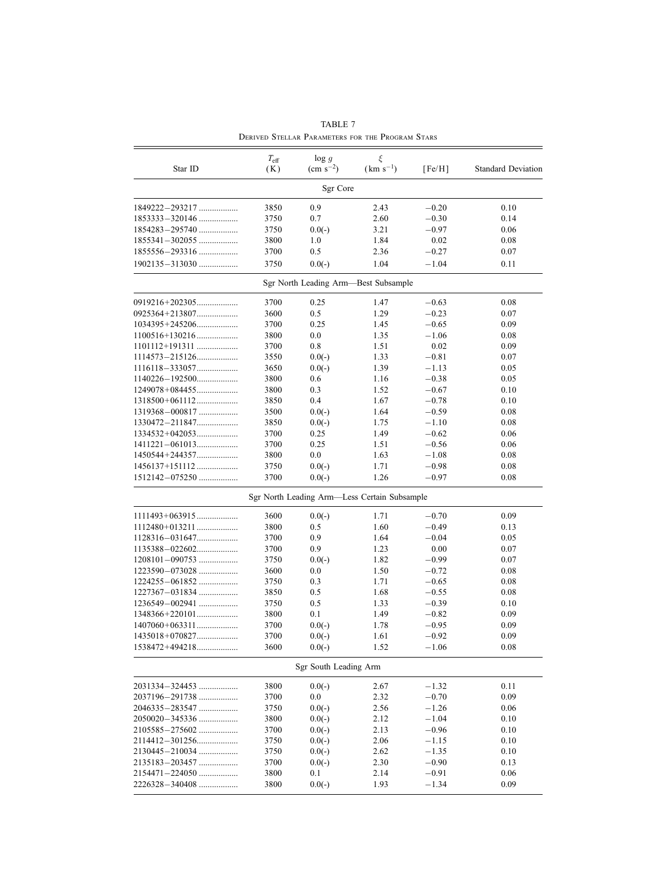TABLE 7

Derived Stellar Parameters for the Program Stars

| Star ID | $T_{eff}$ (K) | log $g$ (cm s$^{-2}$) | $\xi$ (km s$^{-1}$) | [Fe/H] | Standard Deviation |
|---|---|---|---|---|---|
| | | Sgr Core | | | |
| 1849222−293217 | 3850 | 0.9 | 2.43 | −0.20 | 0.10 |
| 1853333−320146 | 3750 | 0.7 | 2.60 | −0.30 | 0.14 |
| 1854283−295740 | 3750 | 0.0(-) | 3.21 | −0.97 | 0.06 |
| 1855341−302055 | 3800 | 1.0 | 1.84 | 0.02 | 0.08 |
| 1855556−293316 | 3700 | 0.5 | 2.36 | −0.27 | 0.07 |
| 1902135−313030 | 3750 | 0.0(-) | 1.04 | −1.04 | 0.11 |
| | | Sgr North Leading Arm—Best Subsample | | | |
| 0919216+202305 | 3700 | 0.25 | 1.47 | −0.63 | 0.08 |
| 0925364+213807 | 3600 | 0.5 | 1.29 | −0.23 | 0.07 |
| 1034395+245206 | 3700 | 0.25 | 1.45 | −0.65 | 0.09 |
| 1100516+130216 | 3800 | 0.0 | 1.35 | −1.06 | 0.08 |
| 1101112+191311 | 3700 | 0.8 | 1.51 | 0.02 | 0.09 |
| 1114573−215126 | 3550 | 0.0(-) | 1.33 | −0.81 | 0.07 |
| 1116118−333057 | 3650 | 0.0(-) | 1.39 | −1.13 | 0.05 |
| 1140226−192500 | 3800 | 0.6 | 1.16 | −0.38 | 0.05 |
| 1249078+084455 | 3800 | 0.3 | 1.52 | −0.67 | 0.10 |
| 1318500+061112 | 3850 | 0.4 | 1.67 | −0.78 | 0.10 |
| 1319368−000817 | 3500 | 0.0(-) | 1.64 | −0.59 | 0.08 |
| 1330472−211847 | 3850 | 0.0(-) | 1.75 | −1.10 | 0.08 |
| 1334532+042053 | 3700 | 0.25 | 1.49 | −0.62 | 0.06 |
| 1411221−061013 | 3700 | 0.25 | 1.51 | −0.56 | 0.06 |
| 1450544+244357 | 3800 | 0.0 | 1.63 | −1.08 | 0.08 |
| 1456137+151112 | 3750 | 0.0(-) | 1.71 | −0.98 | 0.08 |
| 1512142−075250 | 3700 | 0.0(-) | 1.26 | −0.97 | 0.08 |
| | | Sgr North Leading Arm—Less Certain Subsample | | | |
| 1111493+063915 | 3600 | 0.0(-) | 1.71 | −0.70 | 0.09 |
| 1112480+013211 | 3800 | 0.5 | 1.60 | −0.49 | 0.13 |
| 1128316−031647 | 3700 | 0.9 | 1.64 | −0.04 | 0.05 |
| 1135388−022602 | 3700 | 0.9 | 1.23 | 0.00 | 0.07 |
| 1208101−090753 | 3750 | 0.0(-) | 1.82 | −0.99 | 0.07 |
| 1223590−073028 | 3600 | 0.0 | 1.50 | −0.72 | 0.08 |
| 1224255−061852 | 3750 | 0.3 | 1.71 | −0.65 | 0.08 |
| 1227367−031834 | 3850 | 0.5 | 1.68 | −0.55 | 0.08 |
| 1236549−002941 | 3750 | 0.5 | 1.33 | −0.39 | 0.10 |
| 1348366+220101 | 3800 | 0.1 | 1.49 | −0.82 | 0.09 |
| 1407060+063311 | 3700 | 0.0(-) | 1.78 | −0.95 | 0.09 |
| 1435018+070827 | 3700 | 0.0(-) | 1.61 | −0.92 | 0.09 |
| 1538472+494218 | 3600 | 0.0(-) | 1.52 | −1.06 | 0.08 |
| | | Sgr South Leading Arm | | | |
| 2031334−324453 | 3800 | 0.0(-) | 2.67 | −1.32 | 0.11 |
| 2037196−291738 | 3700 | 0.0 | 2.32 | −0.70 | 0.09 |
| 2046335−283547 | 3750 | 0.0(-) | 2.56 | −1.26 | 0.06 |
| 2050020−345336 | 3800 | 0.0(-) | 2.12 | −1.04 | 0.10 |
| 2105585−275602 | 3700 | 0.0(-) | 2.13 | −0.96 | 0.10 |
| 2114412−301256 | 3750 | 0.0(-) | 2.06 | −1.15 | 0.10 |
| 2130445−210034 | 3750 | 0.0(-) | 2.62 | −1.35 | 0.10 |
| 2135183−203457 | 3700 | 0.0(-) | 2.30 | −0.90 | 0.13 |
| 2154471−224050 | 3800 | 0.1 | 2.14 | −0.91 | 0.06 |
| 2226328−340408 | 3800 | 0.0(-) | 1.93 | −1.34 | 0.09 |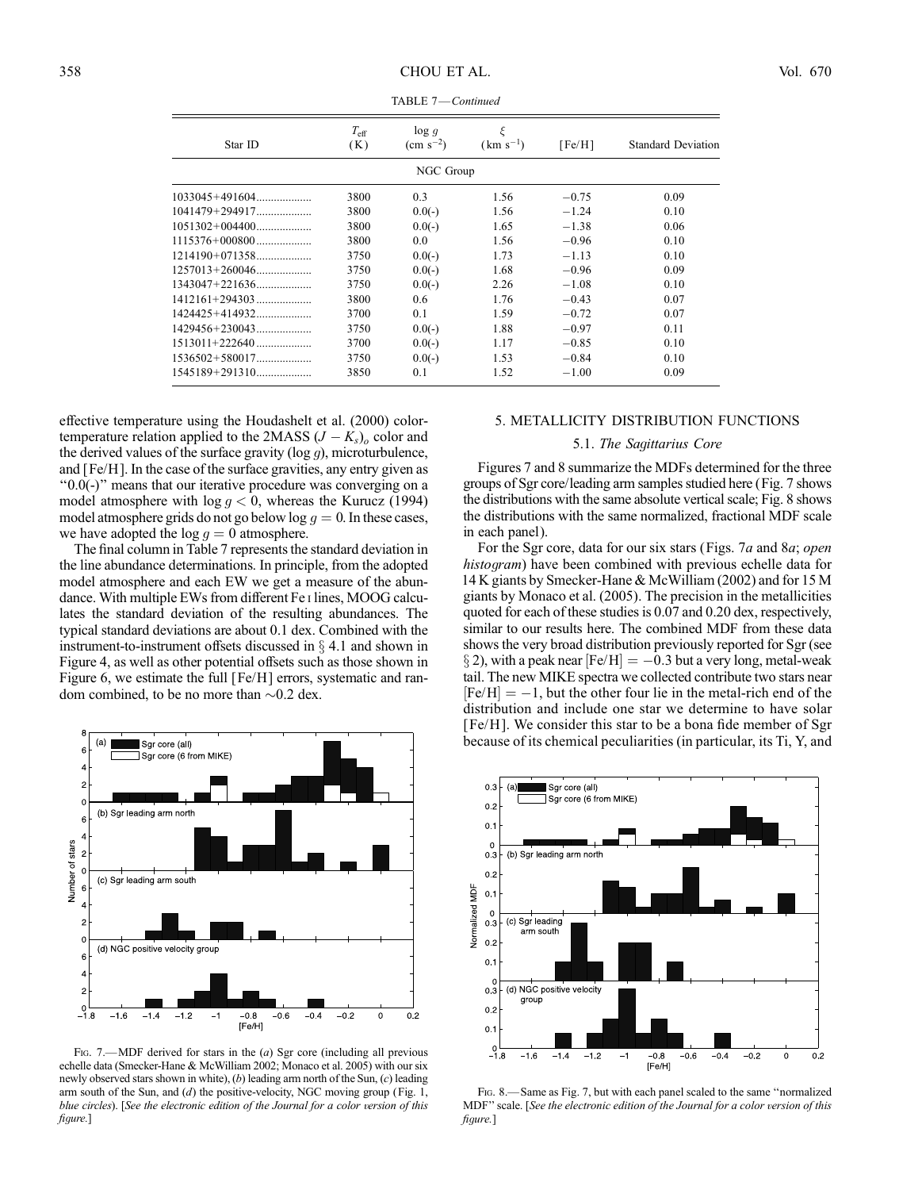TABLE 7—*Continued*

| Star ID | $T_{\rm eff}$ (K) | log $g$ (cm s$^{-2}$) | $\xi$ (km s$^{-1}$) | [Fe/H] | Standard Deviation |
|---|---|---|---|---|---|
| NGC Group | | | | | |
| 1033045+491604 | 3800 | 0.3 | 1.56 | −0.75 | 0.09 |
| 1041479+294917 | 3800 | 0.0(-) | 1.56 | −1.24 | 0.10 |
| 1051302+004400 | 3800 | 0.0(-) | 1.65 | −1.38 | 0.06 |
| 1115376+000800 | 3800 | 0.0 | 1.56 | −0.96 | 0.10 |
| 1214190+071358 | 3750 | 0.0(-) | 1.73 | −1.13 | 0.10 |
| 1257013+260046 | 3750 | 0.0(-) | 1.68 | −0.96 | 0.09 |
| 1343047+221636 | 3750 | 0.0(-) | 2.26 | −1.08 | 0.10 |
| 1412161+294303 | 3800 | 0.6 | 1.76 | −0.43 | 0.07 |
| 1424425+414932 | 3700 | 0.1 | 1.59 | −0.72 | 0.07 |
| 1429456+230043 | 3750 | 0.0(-) | 1.88 | −0.97 | 0.11 |
| 1513011+222640 | 3700 | 0.0(-) | 1.17 | −0.85 | 0.10 |
| 1536502+580017 | 3750 | 0.0(-) | 1.53 | −0.84 | 0.10 |
| 1545189+291310 | 3850 | 0.1 | 1.52 | −1.00 | 0.09 |

effective temperature using the Houdashelt et al. (2000) color-temperature relation applied to the 2MASS $(J - K_s)_o$ color and the derived values of the surface gravity (log $g$), microturbulence, and [Fe/H]. In the case of the surface gravities, any entry given as "0.0(-)" means that our iterative procedure was converging on a model atmosphere with log $g < 0$, whereas the Kurucz (1994) model atmosphere grids do not go below log $g = 0$. In these cases, we have adopted the log $g = 0$ atmosphere.

The final column in Table 7 represents the standard deviation in the line abundance determinations. In principle, from the adopted model atmosphere and each EW we get a measure of the abundance. With multiple EWs from different Fe I lines, MOOG calculates the standard deviation of the resulting abundances. The typical standard deviations are about 0.1 dex. Combined with the instrument-to-instrument offsets discussed in § 4.1 and shown in Figure 4, as well as other potential offsets such as those shown in Figure 6, we estimate the full [Fe/H] errors, systematic and random combined, to be no more than ~0.2 dex.

Fig. 7.—MDF derived for stars in the (*a*) Sgr core (including all previous echelle data (Smecker-Hane & McWilliam 2002; Monaco et al. 2005) with our six newly observed stars shown in white), (*b*) leading arm north of the Sun, (*c*) leading arm south of the Sun, and (*d*) the positive-velocity, NGC moving group (Fig. 1, *blue circles*). [*See the electronic edition of the Journal for a color version of this figure.*]

## 5. METALLICITY DISTRIBUTION FUNCTIONS

### 5.1. *The Sagittarius Core*

Figures 7 and 8 summarize the MDFs determined for the three groups of Sgr core/leading arm samples studied here (Fig. 7 shows the distributions with the same absolute vertical scale; Fig. 8 shows the distributions with the same normalized, fractional MDF scale in each panel).

For the Sgr core, data for our six stars (Figs. 7*a* and 8*a*; *open histogram*) have been combined with previous echelle data for 14 K giants by Smecker-Hane & McWilliam (2002) and for 15 M giants by Monaco et al. (2005). The precision in the metallicities quoted for each of these studies is 0.07 and 0.20 dex, respectively, similar to our results here. The combined MDF from these data shows the very broad distribution previously reported for Sgr (see § 2), with a peak near [Fe/H] = −0.3 but a very long, metal-weak tail. The new MIKE spectra we collected contribute two stars near [Fe/H] = −1, but the other four lie in the metal-rich end of the distribution and include one star we determine to have solar [Fe/H]. We consider this star to be a bona fide member of Sgr because of its chemical peculiarities (in particular, its Ti, Y, and

Fig. 8.—Same as Fig. 7, but with each panel scaled to the same "normalized MDF" scale. [*See the electronic edition of the Journal for a color version of this figure.*]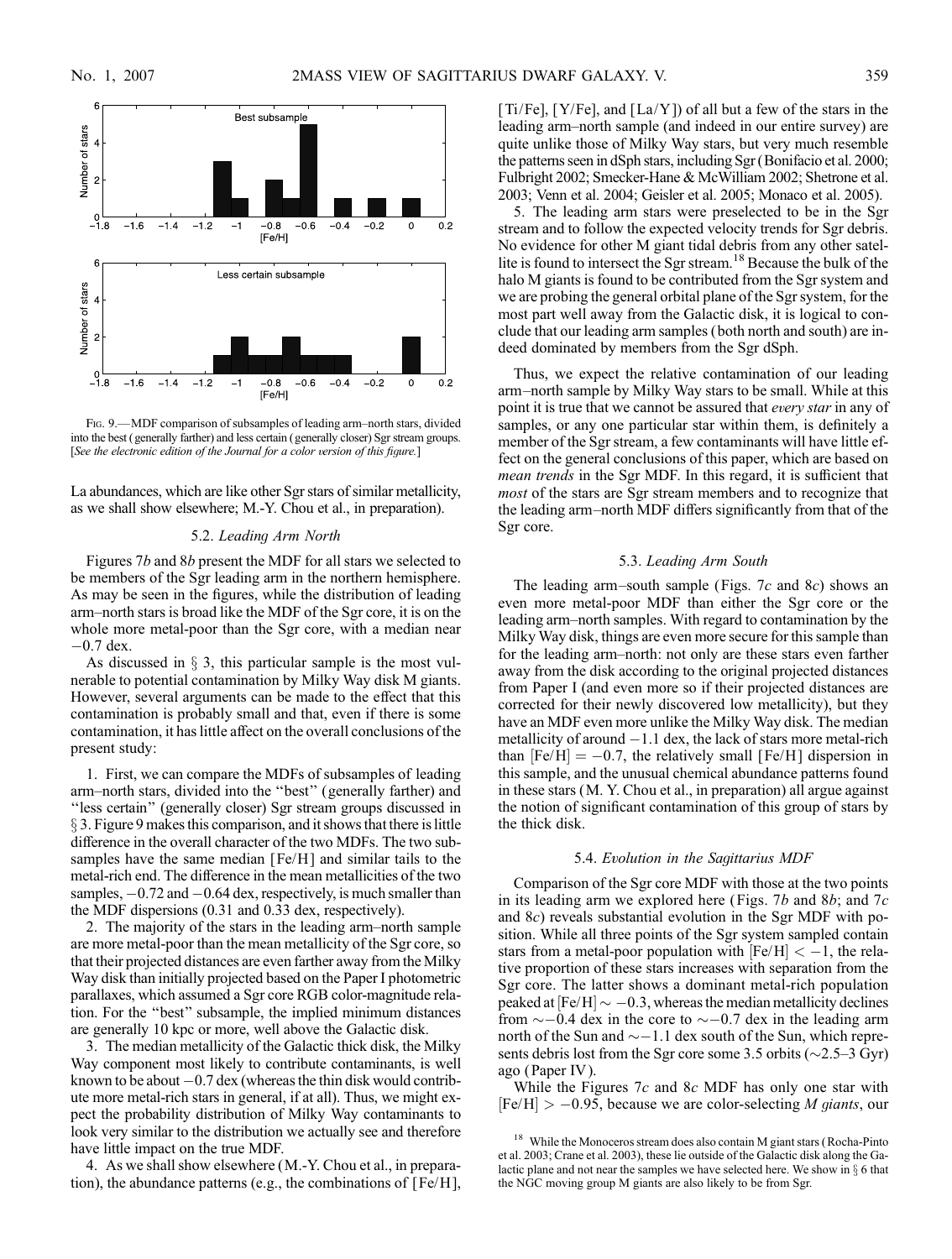Fig. 9.—MDF comparison of subsamples of leading arm–north stars, divided into the best (generally farther) and less certain (generally closer) Sgr stream groups. [*See the electronic edition of the Journal for a color version of this figure.*]

La abundances, which are like other Sgr stars of similar metallicity, as we shall show elsewhere; M.-Y. Chou et al., in preparation).

### 5.2. *Leading Arm North*

Figures 7*b* and 8*b* present the MDF for all stars we selected to be members of the Sgr leading arm in the northern hemisphere. As may be seen in the figures, while the distribution of leading arm–north stars is broad like the MDF of the Sgr core, it is on the whole more metal-poor than the Sgr core, with a median near $-0.7$ dex.

As discussed in § 3, this particular sample is the most vulnerable to potential contamination by Milky Way disk M giants. However, several arguments can be made to the effect that this contamination is probably small and that, even if there is some contamination, it has little affect on the overall conclusions of the present study:

1. First, we can compare the MDFs of subsamples of leading arm–north stars, divided into the "best" (generally farther) and "less certain" (generally closer) Sgr stream groups discussed in § 3. Figure 9 makes this comparison, and it shows that there is little difference in the overall character of the two MDFs. The two subsamples have the same median [Fe/H] and similar tails to the metal-rich end. The difference in the mean metallicities of the two samples, $-0.72$ and $-0.64$ dex, respectively, is much smaller than the MDF dispersions (0.31 and 0.33 dex, respectively).

2. The majority of the stars in the leading arm–north sample are more metal-poor than the mean metallicity of the Sgr core, so that their projected distances are even farther away from the Milky Way disk than initially projected based on the Paper I photometric parallaxes, which assumed a Sgr core RGB color-magnitude relation. For the "best" subsample, the implied minimum distances are generally 10 kpc or more, well above the Galactic disk.

3. The median metallicity of the Galactic thick disk, the Milky Way component most likely to contribute contaminants, is well known to be about $-0.7$ dex (whereas the thin disk would contribute more metal-rich stars in general, if at all). Thus, we might expect the probability distribution of Milky Way contaminants to look very similar to the distribution we actually see and therefore have little impact on the true MDF.

4. As we shall show elsewhere (M.-Y. Chou et al., in preparation), the abundance patterns (e.g., the combinations of [Fe/H], [Ti/Fe], [Y/Fe], and [La/Y]) of all but a few of the stars in the leading arm–north sample (and indeed in our entire survey) are quite unlike those of Milky Way stars, but very much resemble the patterns seen in dSph stars, including Sgr (Bonifacio et al. 2000; Fulbright 2002; Smecker-Hane & McWilliam 2002; Shetrone et al. 2003; Venn et al. 2004; Geisler et al. 2005; Monaco et al. 2005).

5. The leading arm stars were preselected to be in the Sgr stream and to follow the expected velocity trends for Sgr debris. No evidence for other M giant tidal debris from any other satellite is found to intersect the Sgr stream.[18] Because the bulk of the halo M giants is found to be contributed from the Sgr system and we are probing the general orbital plane of the Sgr system, for the most part well away from the Galactic disk, it is logical to conclude that our leading arm samples (both north and south) are indeed dominated by members from the Sgr dSph.

Thus, we expect the relative contamination of our leading arm–north sample by Milky Way stars to be small. While at this point it is true that we cannot be assured that *every star* in any of samples, or any one particular star within them, is definitely a member of the Sgr stream, a few contaminants will have little effect on the general conclusions of this paper, which are based on *mean trends* in the Sgr MDF. In this regard, it is sufficient that *most* of the stars are Sgr stream members and to recognize that the leading arm–north MDF differs significantly from that of the Sgr core.

### 5.3. *Leading Arm South*

The leading arm–south sample (Figs. 7*c* and 8*c*) shows an even more metal-poor MDF than either the Sgr core or the leading arm–north samples. With regard to contamination by the Milky Way disk, things are even more secure for this sample than for the leading arm–north: not only are these stars even farther away from the disk according to the original projected distances from Paper I (and even more so if their projected distances are corrected for their newly discovered low metallicity), but they have an MDF even more unlike the Milky Way disk. The median metallicity of around $-1.1$ dex, the lack of stars more metal-rich than $[Fe/H] = -0.7$, the relatively small [Fe/H] dispersion in this sample, and the unusual chemical abundance patterns found in these stars (M. Y. Chou et al., in preparation) all argue against the notion of significant contamination of this group of stars by the thick disk.

### 5.4. *Evolution in the Sagittarius MDF*

Comparison of the Sgr core MDF with those at the two points in its leading arm we explored here (Figs. 7*b* and 8*b*; and 7*c* and 8*c*) reveals substantial evolution in the Sgr MDF with position. While all three points of the Sgr system sampled contain stars from a metal-poor population with $[Fe/H] < -1$, the relative proportion of these stars increases with separation from the Sgr core. The latter shows a dominant metal-rich population peaked at $[Fe/H] \sim -0.3$, whereas the median metallicity declines from $\sim -0.4$ dex in the core to $\sim -0.7$ dex in the leading arm north of the Sun and $\sim -1.1$ dex south of the Sun, which represents debris lost from the Sgr core some 3.5 orbits ($\sim$2.5–3 Gyr) ago (Paper IV).

While the Figures 7*c* and 8*c* MDF has only one star with $[Fe/H] > -0.95$, because we are color-selecting *M giants*, our

[18] While the Monoceros stream does also contain M giant stars (Rocha-Pinto et al. 2003; Crane et al. 2003), these lie outside of the Galactic disk along the Galactic plane and not near the samples we have selected here. We show in § 6 that the NGC moving group M giants are also likely to be from Sgr.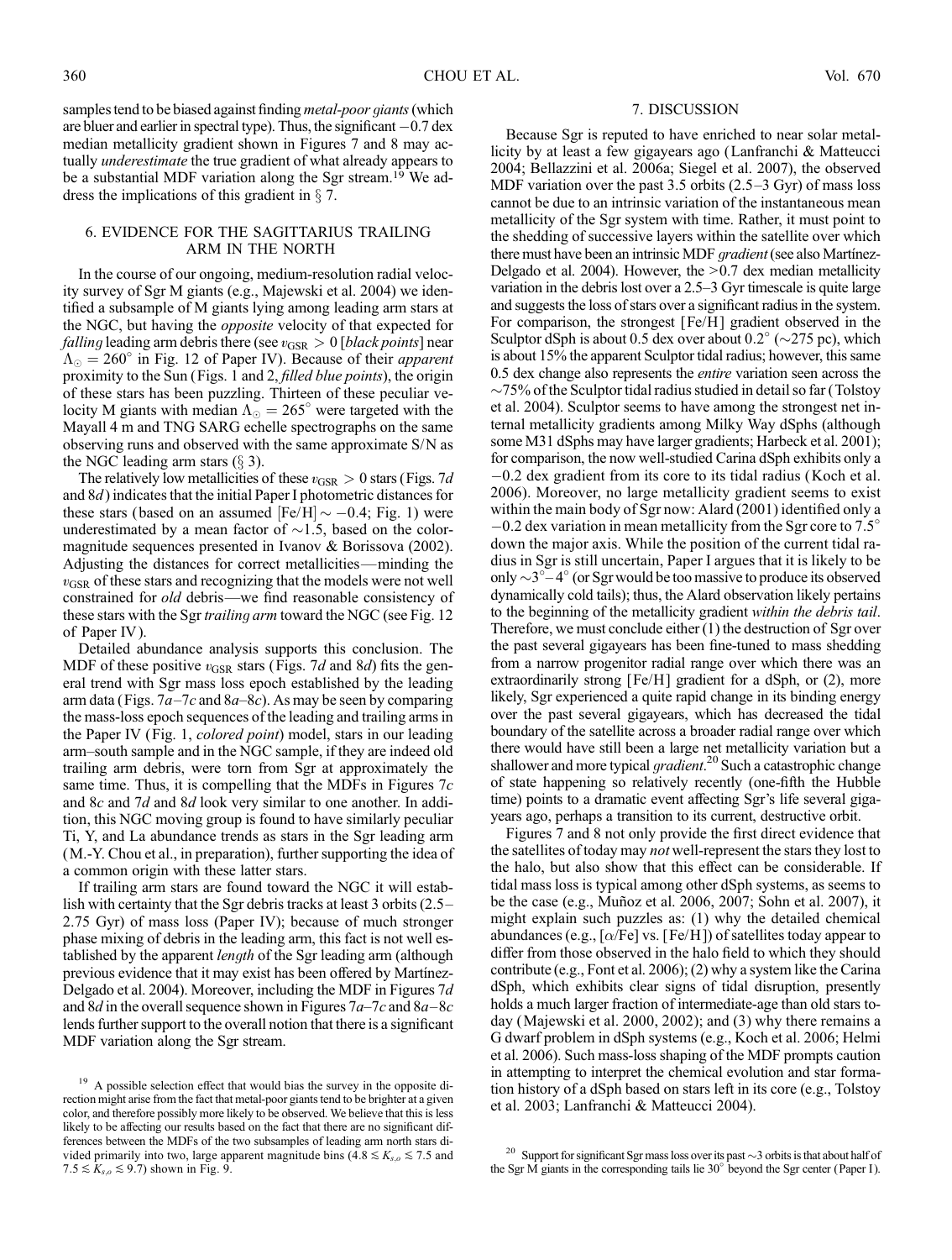samples tend to be biased against finding *metal-poor giants* (which are bluer and earlier in spectral type). Thus, the significant $-0.7$ dex median metallicity gradient shown in Figures 7 and 8 may actually *underestimate* the true gradient of what already appears to be a substantial MDF variation along the Sgr stream.[19] We address the implications of this gradient in § 7.

## 6. EVIDENCE FOR THE SAGITTARIUS TRAILING ARM IN THE NORTH

In the course of our ongoing, medium-resolution radial velocity survey of Sgr M giants (e.g., Majewski et al. 2004) we identified a subsample of M giants lying among leading arm stars at the NGC, but having the *opposite* velocity of that expected for *falling* leading arm debris there (see $v_{\rm GSR} > 0$ [*black points*] near $\Lambda_{\odot} = 260°$ in Fig. 12 of Paper IV). Because of their *apparent* proximity to the Sun (Figs. 1 and 2, *filled blue points*), the origin of these stars has been puzzling. Thirteen of these peculiar velocity M giants with median $\Lambda_{\odot} = 265°$ were targeted with the Mayall 4 m and TNG SARG echelle spectrographs on the same observing runs and observed with the same approximate S/N as the NGC leading arm stars (§ 3).

The relatively low metallicities of these $v_{\rm GSR} > 0$ stars (Figs. 7*d* and 8*d*) indicates that the initial Paper I photometric distances for these stars (based on an assumed $[{\rm Fe/H}] \sim -0.4$; Fig. 1) were underestimated by a mean factor of $\sim$1.5, based on the color-magnitude sequences presented in Ivanov & Borissova (2002). Adjusting the distances for correct metallicities—minding the $v_{\rm GSR}$ of these stars and recognizing that the models were not well constrained for *old* debris—we find reasonable consistency of these stars with the Sgr *trailing arm* toward the NGC (see Fig. 12 of Paper IV).

Detailed abundance analysis supports this conclusion. The MDF of these positive $v_{\rm GSR}$ stars (Figs. 7*d* and 8*d*) fits the general trend with Sgr mass loss epoch established by the leading arm data (Figs. 7*a*–7*c* and 8*a*–8*c*). As may be seen by comparing the mass-loss epoch sequences of the leading and trailing arms in the Paper IV (Fig. 1, *colored point*) model, stars in our leading arm–south sample and in the NGC sample, if they are indeed old trailing arm debris, were torn from Sgr at approximately the same time. Thus, it is compelling that the MDFs in Figures 7*c* and 8*c* and 7*d* and 8*d* look very similar to one another. In addition, this NGC moving group is found to have similarly peculiar Ti, Y, and La abundance trends as stars in the Sgr leading arm (M.-Y. Chou et al., in preparation), further supporting the idea of a common origin with these latter stars.

If trailing arm stars are found toward the NGC it will establish with certainty that the Sgr debris tracks at least 3 orbits (2.5–2.75 Gyr) of mass loss (Paper IV); because of much stronger phase mixing of debris in the leading arm, this fact is not well established by the apparent *length* of the Sgr leading arm (although previous evidence that it may exist has been offered by Martínez-Delgado et al. 2004). Moreover, including the MDF in Figures 7*d* and 8*d* in the overall sequence shown in Figures 7*a*–7*c* and 8*a*–8*c* lends further support to the overall notion that there is a significant MDF variation along the Sgr stream.

## 7. DISCUSSION

Because Sgr is reputed to have enriched to near solar metallicity by at least a few gigayears ago (Lanfranchi & Matteucci 2004; Bellazzini et al. 2006a; Siegel et al. 2007), the observed MDF variation over the past 3.5 orbits (2.5–3 Gyr) of mass loss cannot be due to an intrinsic variation of the instantaneous mean metallicity of the Sgr system with time. Rather, it must point to the shedding of successive layers within the satellite over which there must have been an intrinsic MDF *gradient* (see also Martínez-Delgado et al. 2004). However, the $>$0.7 dex median metallicity variation in the debris lost over a 2.5–3 Gyr timescale is quite large and suggests the loss of stars over a significant radius in the system. For comparison, the strongest [Fe/H] gradient observed in the Sculptor dSph is about 0.5 dex over about 0.2° ($\sim$275 pc), which is about 15% the apparent Sculptor tidal radius; however, this same 0.5 dex change also represents the *entire* variation seen across the $\sim$75% of the Sculptor tidal radius studied in detail so far (Tolstoy et al. 2004). Sculptor seems to have among the strongest net internal metallicity gradients among Milky Way dSphs (although some M31 dSphs may have larger gradients; Harbeck et al. 2001); for comparison, the now well-studied Carina dSph exhibits only a $-0.2$ dex gradient from its core to its tidal radius (Koch et al. 2006). Moreover, no large metallicity gradient seems to exist within the main body of Sgr now: Alard (2001) identified only a $-0.2$ dex variation in mean metallicity from the Sgr core to 7.5° down the major axis. While the position of the current tidal radius in Sgr is still uncertain, Paper I argues that it is likely to be only $\sim$3°–4° (or Sgr would be too massive to produce its observed dynamically cold tails); thus, the Alard observation likely pertains to the beginning of the metallicity gradient *within the debris tail*. Therefore, we must conclude either (1) the destruction of Sgr over the past several gigayears has been fine-tuned to mass shedding from a narrow progenitor radial range over which there was an extraordinarily strong [Fe/H] gradient for a dSph, or (2), more likely, Sgr experienced a quite rapid change in its binding energy over the past several gigayears, which has decreased the tidal boundary of the satellite across a broader radial range over which there would have still been a large net metallicity variation but a shallower and more typical *gradient*.[20] Such a catastrophic change of state happening so relatively recently (one-fifth the Hubble time) points to a dramatic event affecting Sgr's life several gigayears ago, perhaps a transition to its current, destructive orbit.

Figures 7 and 8 not only provide the first direct evidence that the satellites of today may *not* well-represent the stars they lost to the halo, but also show that this effect can be considerable. If tidal mass loss is typical among other dSph systems, as seems to be the case (e.g., Muñoz et al. 2006, 2007; Sohn et al. 2007), it might explain such puzzles as: (1) why the detailed chemical abundances (e.g., [$\alpha$/Fe] vs. [Fe/H]) of satellites today appear to differ from those observed in the halo field to which they should contribute (e.g., Font et al. 2006); (2) why a system like the Carina dSph, which exhibits clear signs of tidal disruption, presently holds a much larger fraction of intermediate-age than old stars today (Majewski et al. 2000, 2002); and (3) why there remains a G dwarf problem in dSph systems (e.g., Koch et al. 2006; Helmi et al. 2006). Such mass-loss shaping of the MDF prompts caution in attempting to interpret the chemical evolution and star formation history of a dSph based on stars left in its core (e.g., Tolstoy et al. 2003; Lanfranchi & Matteucci 2004).

---

[19] A possible selection effect that would bias the survey in the opposite direction might arise from the fact that metal-poor giants tend to be brighter at a given color, and therefore possibly more likely to be observed. We believe that this is less likely to be affecting our results based on the fact that there are no significant differences between the MDFs of the two subsamples of leading arm north stars divided primarily into two, large apparent magnitude bins ($4.8 \lesssim K_{s,o} \lesssim 7.5$ and $7.5 \lesssim K_{s,o} \lesssim 9.7$) shown in Fig. 9.

[20] Support for significant Sgr mass loss over its past $\sim$3 orbits is that about half of the Sgr M giants in the corresponding tails lie 30° beyond the Sgr center (Paper I).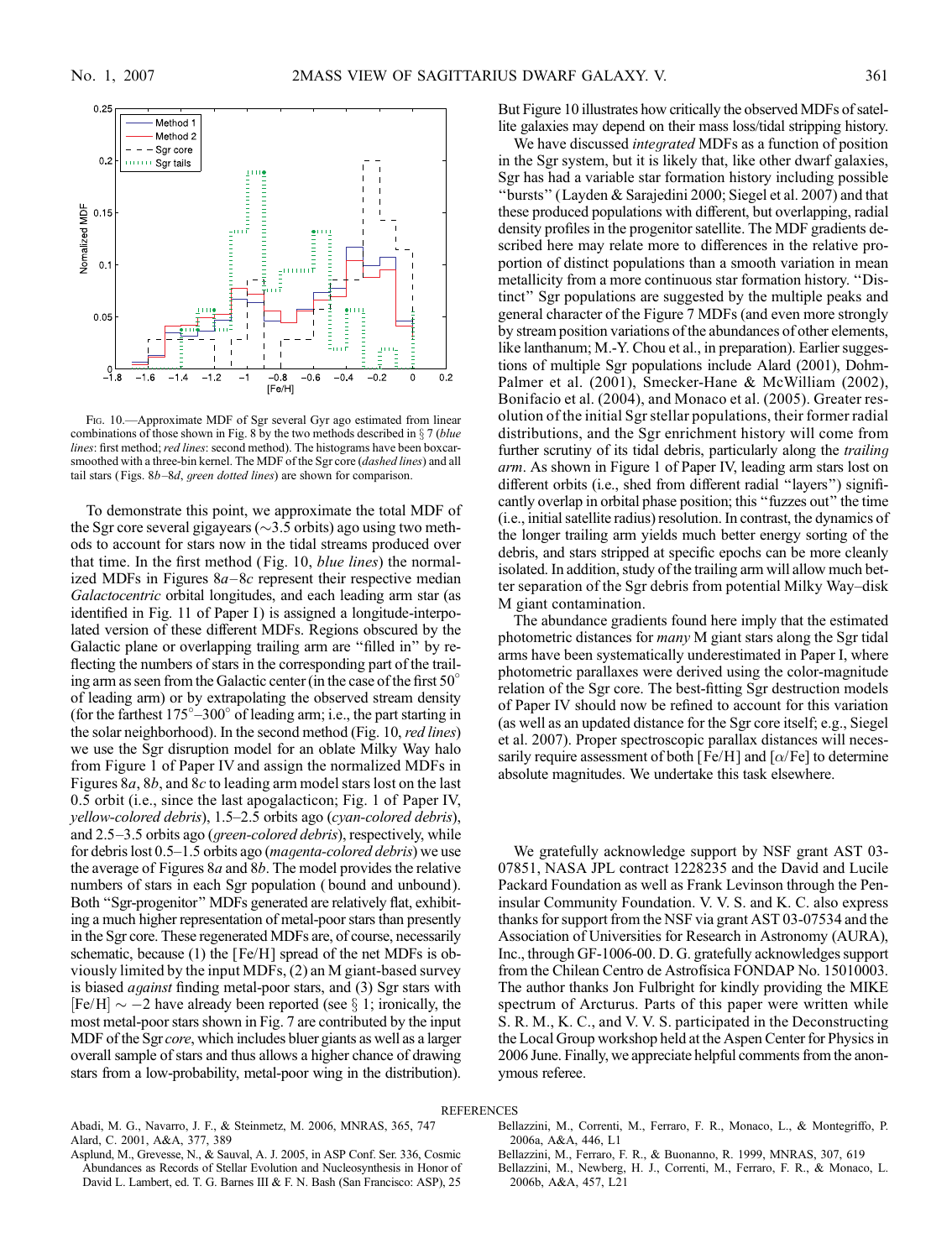Fig. 10.—Approximate MDF of Sgr several Gyr ago estimated from linear combinations of those shown in Fig. 8 by the two methods described in § 7 (*blue lines*: first method; *red lines*: second method). The histograms have been boxcar-smoothed with a three-bin kernel. The MDF of the Sgr core (*dashed lines*) and all tail stars (Figs. 8*b*–8*d*, *green dotted lines*) are shown for comparison.

To demonstrate this point, we approximate the total MDF of the Sgr core several gigayears (~3.5 orbits) ago using two methods to account for stars now in the tidal streams produced over that time. In the first method (Fig. 10, *blue lines*) the normalized MDFs in Figures 8*a*–8*c* represent their respective median *Galactocentric* orbital longitudes, and each leading arm star (as identified in Fig. 11 of Paper I) is assigned a longitude-interpolated version of these different MDFs. Regions obscured by the Galactic plane or overlapping trailing arm are "filled in" by reflecting the numbers of stars in the corresponding part of the trailing arm as seen from the Galactic center (in the case of the first 50° of leading arm) or by extrapolating the observed stream density (for the farthest 175°–300° of leading arm; i.e., the part starting in the solar neighborhood). In the second method (Fig. 10, *red lines*) we use the Sgr disruption model for an oblate Milky Way halo from Figure 1 of Paper IV and assign the normalized MDFs in Figures 8*a*, 8*b*, and 8*c* to leading arm model stars lost on the last 0.5 orbit (i.e., since the last apogalacticon; Fig. 1 of Paper IV, *yellow-colored debris*), 1.5–2.5 orbits ago (*cyan-colored debris*), and 2.5–3.5 orbits ago (*green-colored debris*), respectively, while for debris lost 0.5–1.5 orbits ago (*magenta-colored debris*) we use the average of Figures 8*a* and 8*b*. The model provides the relative numbers of stars in each Sgr population (bound and unbound). Both "Sgr-progenitor" MDFs generated are relatively flat, exhibiting a much higher representation of metal-poor stars than presently in the Sgr core. These regenerated MDFs are, of course, necessarily schematic, because (1) the [Fe/H] spread of the net MDFs is obviously limited by the input MDFs, (2) an M giant-based survey is biased *against* finding metal-poor stars, and (3) Sgr stars with [Fe/H] ~ −2 have already been reported (see § 1; ironically, the most metal-poor stars shown in Fig. 7 are contributed by the input MDF of the Sgr *core*, which includes bluer giants as well as a larger overall sample of stars and thus allows a higher chance of drawing stars from a low-probability, metal-poor wing in the distribution). But Figure 10 illustrates how critically the observed MDFs of satellite galaxies may depend on their mass loss/tidal stripping history.

We have discussed *integrated* MDFs as a function of position in the Sgr system, but it is likely that, like other dwarf galaxies, Sgr has had a variable star formation history including possible "bursts" (Layden & Sarajedini 2000; Siegel et al. 2007) and that these produced populations with different, but overlapping, radial density profiles in the progenitor satellite. The MDF gradients described here may relate more to differences in the relative proportion of distinct populations than a smooth variation in mean metallicity from a more continuous star formation history. "Distinct" Sgr populations are suggested by the multiple peaks and general character of the Figure 7 MDFs (and even more strongly by stream position variations of the abundances of other elements, like lanthanum; M.-Y. Chou et al., in preparation). Earlier suggestions of multiple Sgr populations include Alard (2001), Dohm-Palmer et al. (2001), Smecker-Hane & McWilliam (2002), Bonifacio et al. (2004), and Monaco et al. (2005). Greater resolution of the initial Sgr stellar populations, their former radial distributions, and the Sgr enrichment history will come from further scrutiny of its tidal debris, particularly along the *trailing arm*. As shown in Figure 1 of Paper IV, leading arm stars lost on different orbits (i.e., shed from different radial "layers") significantly overlap in orbital phase position; this "fuzzes out" the time (i.e., initial satellite radius) resolution. In contrast, the dynamics of the longer trailing arm yields much better energy sorting of the debris, and stars stripped at specific epochs can be more cleanly isolated. In addition, study of the trailing arm will allow much better separation of the Sgr debris from potential Milky Way–disk M giant contamination.

The abundance gradients found here imply that the estimated photometric distances for *many* M giant stars along the Sgr tidal arms have been systematically underestimated in Paper I, where photometric parallaxes were derived using the color-magnitude relation of the Sgr core. The best-fitting Sgr destruction models of Paper IV should now be refined to account for this variation (as well as an updated distance for the Sgr core itself; e.g., Siegel et al. 2007). Proper spectroscopic parallax distances will necessarily require assessment of both [Fe/H] and [$\alpha$/Fe] to determine absolute magnitudes. We undertake this task elsewhere.

We gratefully acknowledge support by NSF grant AST 03-07851, NASA JPL contract 1228235 and the David and Lucile Packard Foundation as well as Frank Levinson through the Peninsular Community Foundation. V. V. S. and K. C. also express thanks for support from the NSF via grant AST 03-07534 and the Association of Universities for Research in Astronomy (AURA), Inc., through GF-1006-00. D. G. gratefully acknowledges support from the Chilean Centro de Astrofísica FONDAP No. 15010003. The author thanks Jon Fulbright for kindly providing the MIKE spectrum of Arcturus. Parts of this paper were written while S. R. M., K. C., and V. V. S. participated in the Deconstructing the Local Group workshop held at the Aspen Center for Physics in 2006 June. Finally, we appreciate helpful comments from the anonymous referee.

## REFERENCES

Abadi, M. G., Navarro, J. F., & Steinmetz, M. 2006, MNRAS, 365, 747
Alard, C. 2001, A&A, 377, 389
Asplund, M., Grevesse, N., & Sauval, A. J. 2005, in ASP Conf. Ser. 336, Cosmic Abundances as Records of Stellar Evolution and Nucleosynthesis in Honor of David L. Lambert, ed. T. G. Barnes III & F. N. Bash (San Francisco: ASP), 25
Bellazzini, M., Correnti, M., Ferraro, F. R., Monaco, L., & Montegriffo, P. 2006a, A&A, 446, L1
Bellazzini, M., Ferraro, F. R., & Buonanno, R. 1999, MNRAS, 307, 619
Bellazzini, M., Newberg, H. J., Correnti, M., Ferraro, F. R., & Monaco, L. 2006b, A&A, 457, L21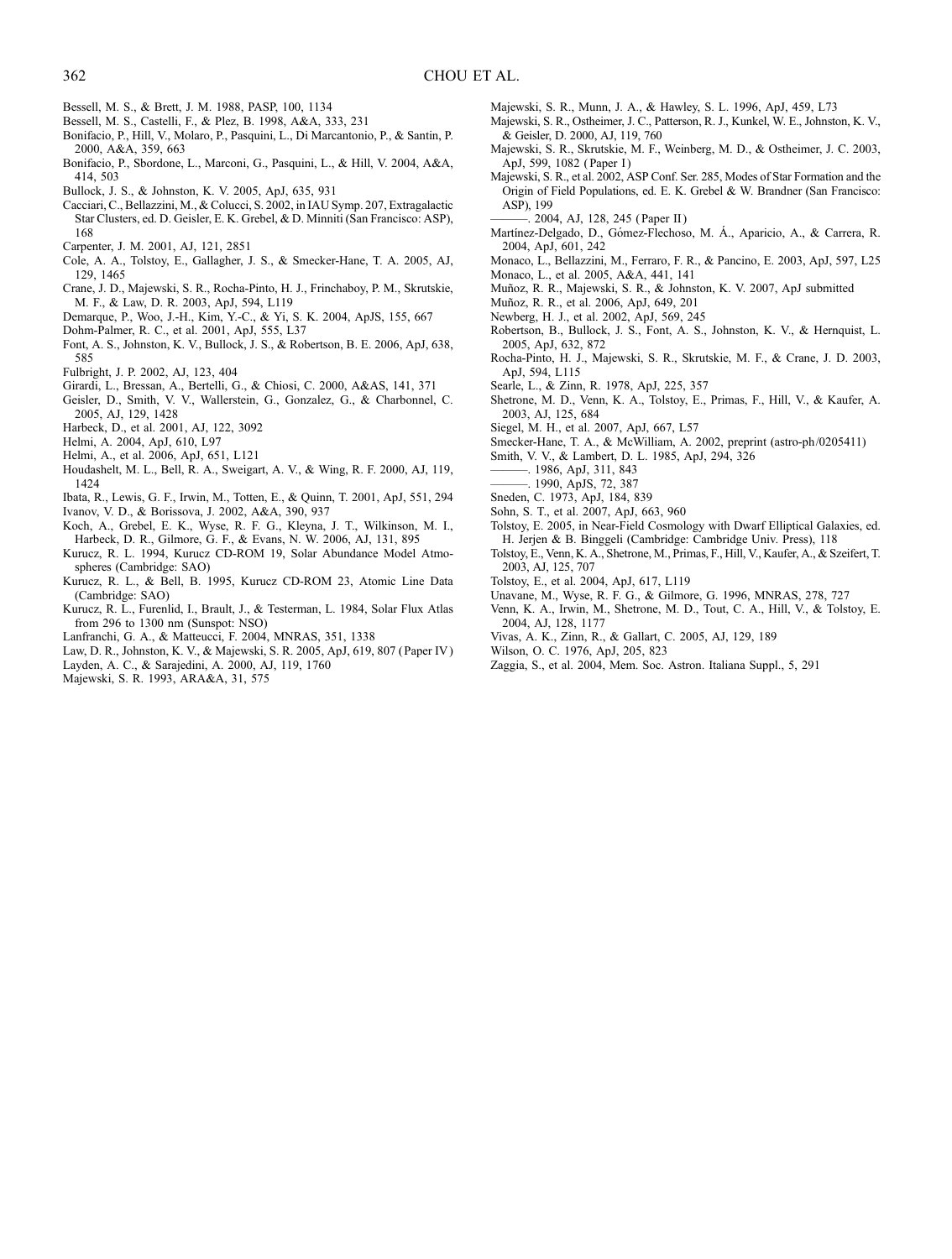Bessell, M. S., & Brett, J. M. 1988, PASP, 100, 1134

Bessell, M. S., Castelli, F., & Plez, B. 1998, A&A, 333, 231

Bonifacio, P., Hill, V., Molaro, P., Pasquini, L., Di Marcantonio, P., & Santin, P. 2000, A&A, 359, 663

Bonifacio, P., Sbordone, L., Marconi, G., Pasquini, L., & Hill, V. 2004, A&A, 414, 503

Bullock, J. S., & Johnston, K. V. 2005, ApJ, 635, 931

Cacciari, C., Bellazzini, M., & Colucci, S. 2002, in IAU Symp. 207, Extragalactic Star Clusters, ed. D. Geisler, E. K. Grebel, & D. Minniti (San Francisco: ASP), 168

Carpenter, J. M. 2001, AJ, 121, 2851

Cole, A. A., Tolstoy, E., Gallagher, J. S., & Smecker-Hane, T. A. 2005, AJ, 129, 1465

Crane, J. D., Majewski, S. R., Rocha-Pinto, H. J., Frinchaboy, P. M., Skrutskie, M. F., & Law, D. R. 2003, ApJ, 594, L119

Demarque, P., Woo, J.-H., Kim, Y.-C., & Yi, S. K. 2004, ApJS, 155, 667

Dohm-Palmer, R. C., et al. 2001, ApJ, 555, L37

Font, A. S., Johnston, K. V., Bullock, J. S., & Robertson, B. E. 2006, ApJ, 638, 585

Fulbright, J. P. 2002, AJ, 123, 404

Girardi, L., Bressan, A., Bertelli, G., & Chiosi, C. 2000, A&AS, 141, 371

Geisler, D., Smith, V. V., Wallerstein, G., Gonzalez, G., & Charbonnel, C. 2005, AJ, 129, 1428

Harbeck, D., et al. 2001, AJ, 122, 3092

Helmi, A. 2004, ApJ, 610, L97

Helmi, A., et al. 2006, ApJ, 651, L121

Houdashelt, M. L., Bell, R. A., Sweigart, A. V., & Wing, R. F. 2000, AJ, 119, 1424

Ibata, R., Lewis, G. F., Irwin, M., Totten, E., & Quinn, T. 2001, ApJ, 551, 294

Ivanov, V. D., & Borissova, J. 2002, A&A, 390, 937

Koch, A., Grebel, E. K., Wyse, R. F. G., Kleyna, J. T., Wilkinson, M. I., Harbeck, D. R., Gilmore, G. F., & Evans, N. W. 2006, AJ, 131, 895

Kurucz, R. L. 1994, Kurucz CD-ROM 19, Solar Abundance Model Atmospheres (Cambridge: SAO)

Kurucz, R. L., & Bell, B. 1995, Kurucz CD-ROM 23, Atomic Line Data (Cambridge: SAO)

Kurucz, R. L., Furenlid, I., Brault, J., & Testerman, L. 1984, Solar Flux Atlas from 296 to 1300 nm (Sunspot: NSO)

Lanfranchi, G. A., & Matteucci, F. 2004, MNRAS, 351, 1338

Law, D. R., Johnston, K. V., & Majewski, S. R. 2005, ApJ, 619, 807 (Paper IV)

Layden, A. C., & Sarajedini, A. 2000, AJ, 119, 1760

Majewski, S. R. 1993, ARA&A, 31, 575

Majewski, S. R., Munn, J. A., & Hawley, S. L. 1996, ApJ, 459, L73

Majewski, S. R., Ostheimer, J. C., Patterson, R. J., Kunkel, W. E., Johnston, K. V., & Geisler, D. 2000, AJ, 119, 760

Majewski, S. R., Skrutskie, M. F., Weinberg, M. D., & Ostheimer, J. C. 2003, ApJ, 599, 1082 (Paper I)

Majewski, S. R., et al. 2002, ASP Conf. Ser. 285, Modes of Star Formation and the Origin of Field Populations, ed. E. K. Grebel & W. Brandner (San Francisco: ASP), 199

———. 2004, AJ, 128, 245 (Paper II)

Martínez-Delgado, D., Gómez-Flechoso, M. Á., Aparicio, A., & Carrera, R. 2004, ApJ, 601, 242

Monaco, L., Bellazzini, M., Ferraro, F. R., & Pancino, E. 2003, ApJ, 597, L25

Monaco, L., et al. 2005, A&A, 441, 141

Muñoz, R. R., Majewski, S. R., & Johnston, K. V. 2007, ApJ submitted

Muñoz, R. R., et al. 2006, ApJ, 649, 201

Newberg, H. J., et al. 2002, ApJ, 569, 245

Robertson, B., Bullock, J. S., Font, A. S., Johnston, K. V., & Hernquist, L. 2005, ApJ, 632, 872

Rocha-Pinto, H. J., Majewski, S. R., Skrutskie, M. F., & Crane, J. D. 2003, ApJ, 594, L115

Searle, L., & Zinn, R. 1978, ApJ, 225, 357

Shetrone, M. D., Venn, K. A., Tolstoy, E., Primas, F., Hill, V., & Kaufer, A. 2003, AJ, 125, 684

Siegel, M. H., et al. 2007, ApJ, 667, L57

Smecker-Hane, T. A., & McWilliam, A. 2002, preprint (astro-ph/0205411)

Smith, V. V., & Lambert, D. L. 1985, ApJ, 294, 326

———. 1986, ApJ, 311, 843

———. 1990, ApJS, 72, 387

Sneden, C. 1973, ApJ, 184, 839

Sohn, S. T., et al. 2007, ApJ, 663, 960

Tolstoy, E. 2005, in Near-Field Cosmology with Dwarf Elliptical Galaxies, ed. H. Jerjen & B. Binggeli (Cambridge: Cambridge Univ. Press), 118

Tolstoy, E., Venn, K. A., Shetrone, M., Primas, F., Hill, V., Kaufer, A., & Szeifert, T. 2003, AJ, 125, 707

Tolstoy, E., et al. 2004, ApJ, 617, L119

Unavane, M., Wyse, R. F. G., & Gilmore, G. 1996, MNRAS, 278, 727

Venn, K. A., Irwin, M., Shetrone, M. D., Tout, C. A., Hill, V., & Tolstoy, E. 2004, AJ, 128, 1177

Vivas, A. K., Zinn, R., & Gallart, C. 2005, AJ, 129, 189

Wilson, O. C. 1976, ApJ, 205, 823

Zaggia, S., et al. 2004, Mem. Soc. Astron. Italiana Suppl., 5, 291